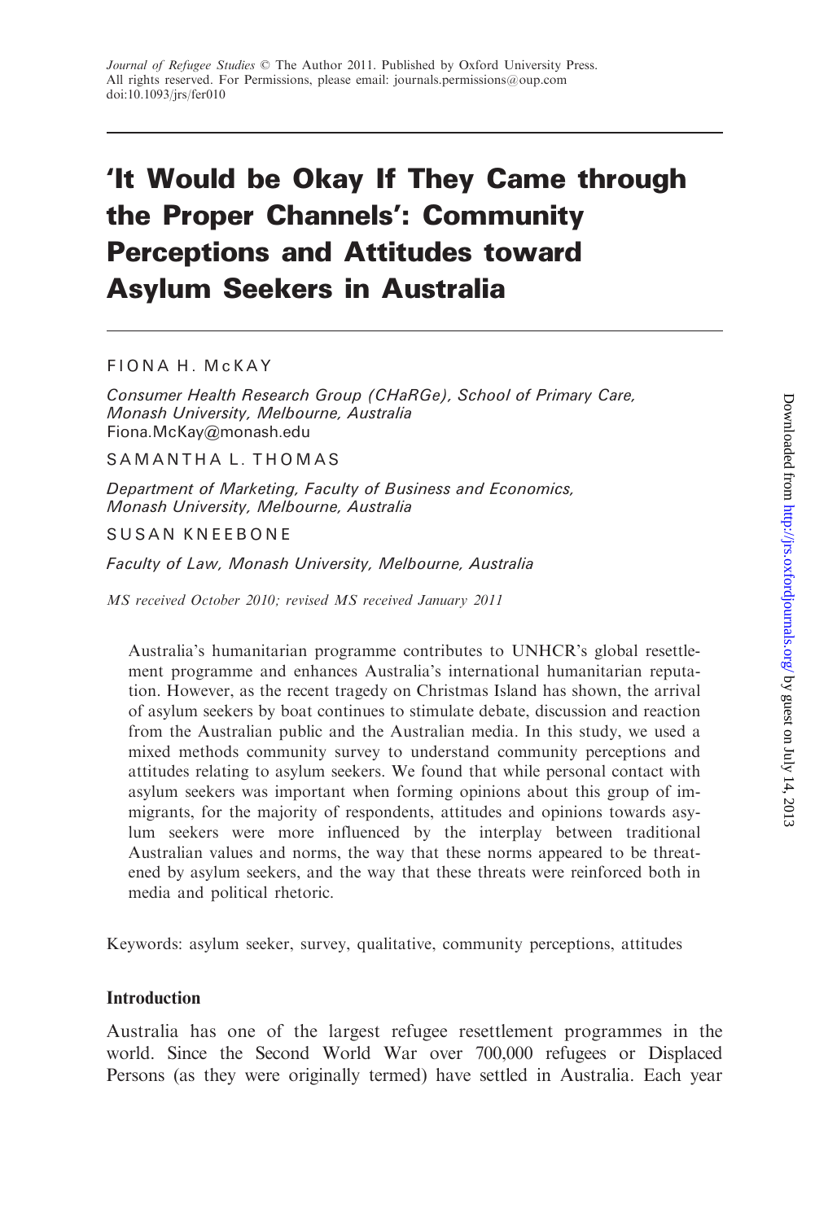Journal of Refugee Studies © The Author 2011. Published by Oxford University Press.
All rights reserved. For Permissions, please email: journals.permissions@oup.com
doi:10.1093/jrs/fer010

# 'It Would be Okay If They Came through the Proper Channels': Community Perceptions and Attitudes toward Asylum Seekers in Australia

FIONA H. McKAY

*Consumer Health Research Group (CHaRGe), School of Primary Care, Monash University, Melbourne, Australia*
Fiona.McKay@monash.edu

SAMANTHA L. THOMAS

*Department of Marketing, Faculty of Business and Economics, Monash University, Melbourne, Australia*

SUSAN KNEEBONE

*Faculty of Law, Monash University, Melbourne, Australia*

*MS received October 2010; revised MS received January 2011*

Australia's humanitarian programme contributes to UNHCR's global resettlement programme and enhances Australia's international humanitarian reputation. However, as the recent tragedy on Christmas Island has shown, the arrival of asylum seekers by boat continues to stimulate debate, discussion and reaction from the Australian public and the Australian media. In this study, we used a mixed methods community survey to understand community perceptions and attitudes relating to asylum seekers. We found that while personal contact with asylum seekers was important when forming opinions about this group of immigrants, for the majority of respondents, attitudes and opinions towards asylum seekers were more influenced by the interplay between traditional Australian values and norms, the way that these norms appeared to be threatened by asylum seekers, and the way that these threats were reinforced both in media and political rhetoric.

Keywords: asylum seeker, survey, qualitative, community perceptions, attitudes

## Introduction

Australia has one of the largest refugee resettlement programmes in the world. Since the Second World War over 700,000 refugees or Displaced Persons (as they were originally termed) have settled in Australia. Each year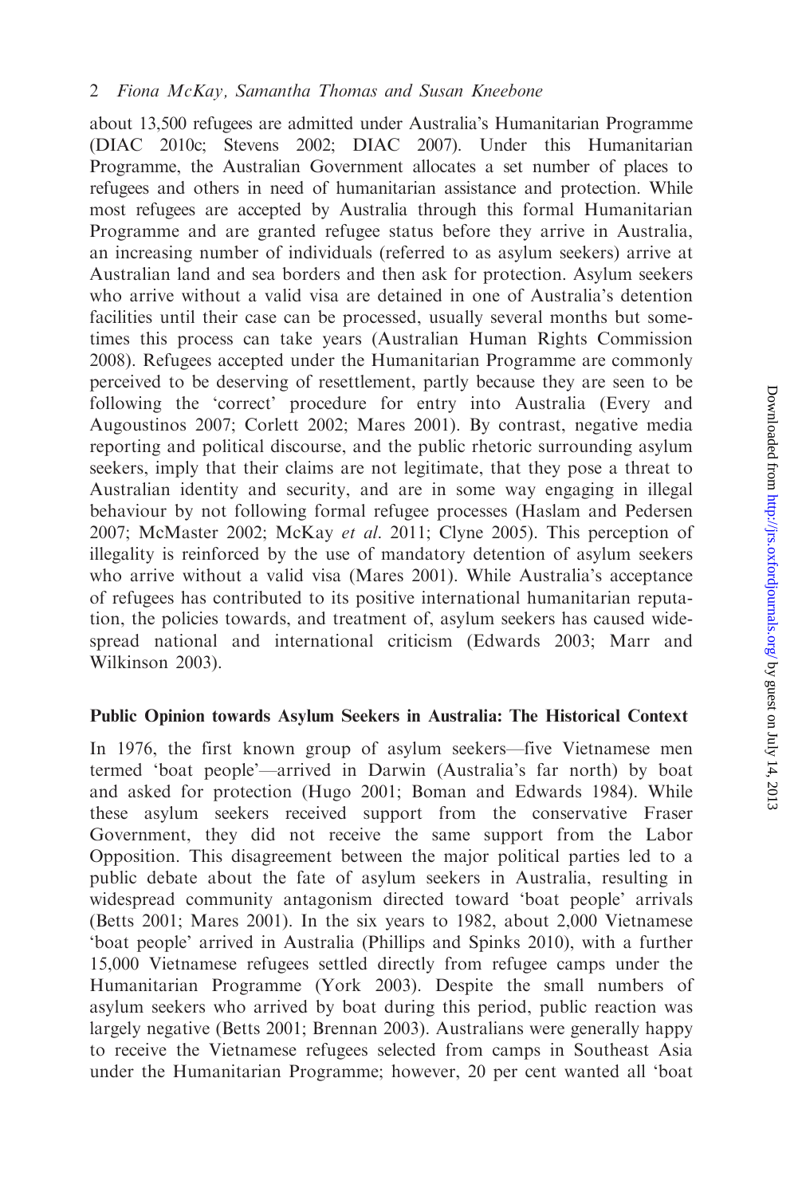about 13,500 refugees are admitted under Australia's Humanitarian Programme (DIAC 2010c; Stevens 2002; DIAC 2007). Under this Humanitarian Programme, the Australian Government allocates a set number of places to refugees and others in need of humanitarian assistance and protection. While most refugees are accepted by Australia through this formal Humanitarian Programme and are granted refugee status before they arrive in Australia, an increasing number of individuals (referred to as asylum seekers) arrive at Australian land and sea borders and then ask for protection. Asylum seekers who arrive without a valid visa are detained in one of Australia's detention facilities until their case can be processed, usually several months but sometimes this process can take years (Australian Human Rights Commission 2008). Refugees accepted under the Humanitarian Programme are commonly perceived to be deserving of resettlement, partly because they are seen to be following the 'correct' procedure for entry into Australia (Every and Augoustinos 2007; Corlett 2002; Mares 2001). By contrast, negative media reporting and political discourse, and the public rhetoric surrounding asylum seekers, imply that their claims are not legitimate, that they pose a threat to Australian identity and security, and are in some way engaging in illegal behaviour by not following formal refugee processes (Haslam and Pedersen 2007; McMaster 2002; McKay *et al*. 2011; Clyne 2005). This perception of illegality is reinforced by the use of mandatory detention of asylum seekers who arrive without a valid visa (Mares 2001). While Australia's acceptance of refugees has contributed to its positive international humanitarian reputation, the policies towards, and treatment of, asylum seekers has caused widespread national and international criticism (Edwards 2003; Marr and Wilkinson 2003).

## Public Opinion towards Asylum Seekers in Australia: The Historical Context

In 1976, the first known group of asylum seekers—five Vietnamese men termed 'boat people'—arrived in Darwin (Australia's far north) by boat and asked for protection (Hugo 2001; Boman and Edwards 1984). While these asylum seekers received support from the conservative Fraser Government, they did not receive the same support from the Labor Opposition. This disagreement between the major political parties led to a public debate about the fate of asylum seekers in Australia, resulting in widespread community antagonism directed toward 'boat people' arrivals (Betts 2001; Mares 2001). In the six years to 1982, about 2,000 Vietnamese 'boat people' arrived in Australia (Phillips and Spinks 2010), with a further 15,000 Vietnamese refugees settled directly from refugee camps under the Humanitarian Programme (York 2003). Despite the small numbers of asylum seekers who arrived by boat during this period, public reaction was largely negative (Betts 2001; Brennan 2003). Australians were generally happy to receive the Vietnamese refugees selected from camps in Southeast Asia under the Humanitarian Programme; however, 20 per cent wanted all 'boat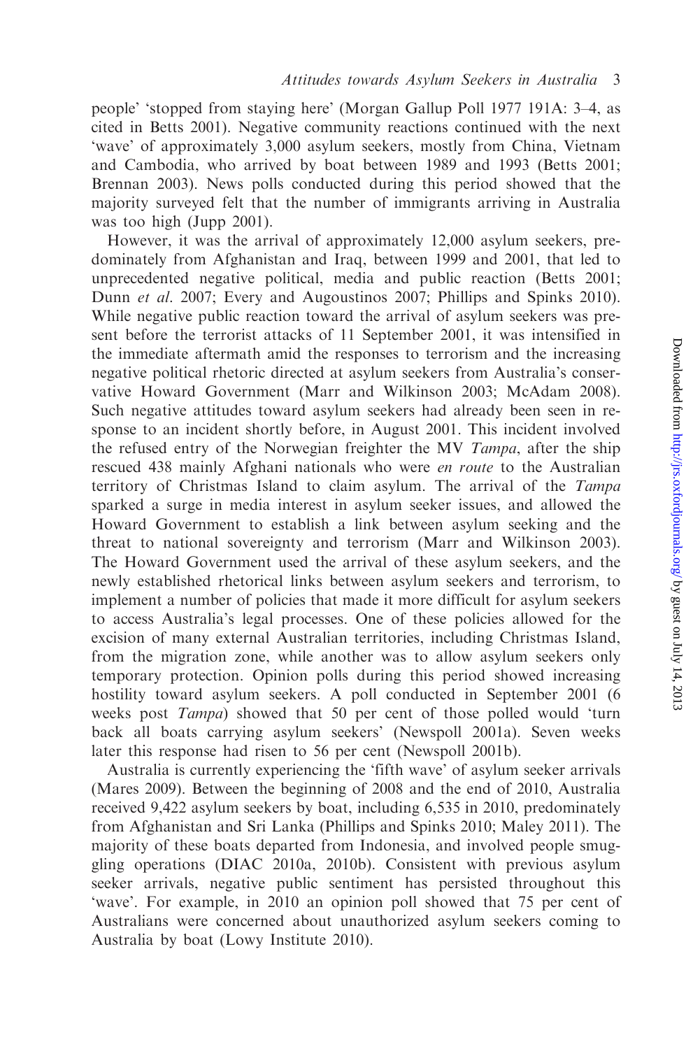people' 'stopped from staying here' (Morgan Gallup Poll 1977 191A: 3–4, as cited in Betts 2001). Negative community reactions continued with the next 'wave' of approximately 3,000 asylum seekers, mostly from China, Vietnam and Cambodia, who arrived by boat between 1989 and 1993 (Betts 2001; Brennan 2003). News polls conducted during this period showed that the majority surveyed felt that the number of immigrants arriving in Australia was too high (Jupp 2001).

However, it was the arrival of approximately 12,000 asylum seekers, predominately from Afghanistan and Iraq, between 1999 and 2001, that led to unprecedented negative political, media and public reaction (Betts 2001; Dunn *et al*. 2007; Every and Augoustinos 2007; Phillips and Spinks 2010). While negative public reaction toward the arrival of asylum seekers was present before the terrorist attacks of 11 September 2001, it was intensified in the immediate aftermath amid the responses to terrorism and the increasing negative political rhetoric directed at asylum seekers from Australia's conservative Howard Government (Marr and Wilkinson 2003; McAdam 2008). Such negative attitudes toward asylum seekers had already been seen in response to an incident shortly before, in August 2001. This incident involved the refused entry of the Norwegian freighter the MV *Tampa*, after the ship rescued 438 mainly Afghani nationals who were *en route* to the Australian territory of Christmas Island to claim asylum. The arrival of the *Tampa* sparked a surge in media interest in asylum seeker issues, and allowed the Howard Government to establish a link between asylum seeking and the threat to national sovereignty and terrorism (Marr and Wilkinson 2003). The Howard Government used the arrival of these asylum seekers, and the newly established rhetorical links between asylum seekers and terrorism, to implement a number of policies that made it more difficult for asylum seekers to access Australia's legal processes. One of these policies allowed for the excision of many external Australian territories, including Christmas Island, from the migration zone, while another was to allow asylum seekers only temporary protection. Opinion polls during this period showed increasing hostility toward asylum seekers. A poll conducted in September 2001 (6 weeks post *Tampa*) showed that 50 per cent of those polled would 'turn back all boats carrying asylum seekers' (Newspoll 2001a). Seven weeks later this response had risen to 56 per cent (Newspoll 2001b).

Australia is currently experiencing the 'fifth wave' of asylum seeker arrivals (Mares 2009). Between the beginning of 2008 and the end of 2010, Australia received 9,422 asylum seekers by boat, including 6,535 in 2010, predominately from Afghanistan and Sri Lanka (Phillips and Spinks 2010; Maley 2011). The majority of these boats departed from Indonesia, and involved people smuggling operations (DIAC 2010a, 2010b). Consistent with previous asylum seeker arrivals, negative public sentiment has persisted throughout this 'wave'. For example, in 2010 an opinion poll showed that 75 per cent of Australians were concerned about unauthorized asylum seekers coming to Australia by boat (Lowy Institute 2010).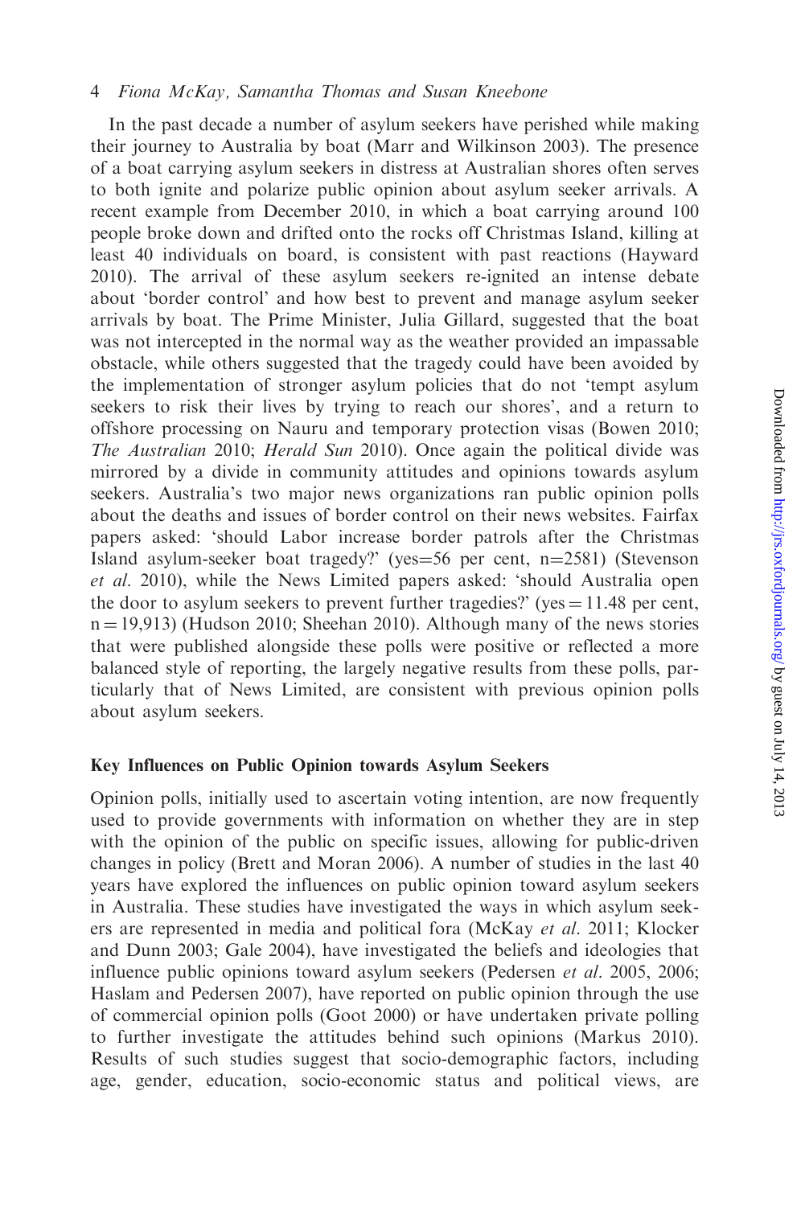In the past decade a number of asylum seekers have perished while making their journey to Australia by boat (Marr and Wilkinson 2003). The presence of a boat carrying asylum seekers in distress at Australian shores often serves to both ignite and polarize public opinion about asylum seeker arrivals. A recent example from December 2010, in which a boat carrying around 100 people broke down and drifted onto the rocks off Christmas Island, killing at least 40 individuals on board, is consistent with past reactions (Hayward 2010). The arrival of these asylum seekers re-ignited an intense debate about 'border control' and how best to prevent and manage asylum seeker arrivals by boat. The Prime Minister, Julia Gillard, suggested that the boat was not intercepted in the normal way as the weather provided an impassable obstacle, while others suggested that the tragedy could have been avoided by the implementation of stronger asylum policies that do not 'tempt asylum seekers to risk their lives by trying to reach our shores', and a return to offshore processing on Nauru and temporary protection visas (Bowen 2010; *The Australian* 2010; *Herald Sun* 2010). Once again the political divide was mirrored by a divide in community attitudes and opinions towards asylum seekers. Australia's two major news organizations ran public opinion polls about the deaths and issues of border control on their news websites. Fairfax papers asked: 'should Labor increase border patrols after the Christmas Island asylum-seeker boat tragedy?' (yes=56 per cent, n=2581) (Stevenson *et al*. 2010), while the News Limited papers asked: 'should Australia open the door to asylum seekers to prevent further tragedies?' (yes = 11.48 per cent, n = 19,913) (Hudson 2010; Sheehan 2010). Although many of the news stories that were published alongside these polls were positive or reflected a more balanced style of reporting, the largely negative results from these polls, particularly that of News Limited, are consistent with previous opinion polls about asylum seekers.

### Key Influences on Public Opinion towards Asylum Seekers

Opinion polls, initially used to ascertain voting intention, are now frequently used to provide governments with information on whether they are in step with the opinion of the public on specific issues, allowing for public-driven changes in policy (Brett and Moran 2006). A number of studies in the last 40 years have explored the influences on public opinion toward asylum seekers in Australia. These studies have investigated the ways in which asylum seekers are represented in media and political fora (McKay *et al*. 2011; Klocker and Dunn 2003; Gale 2004), have investigated the beliefs and ideologies that influence public opinions toward asylum seekers (Pedersen *et al*. 2005, 2006; Haslam and Pedersen 2007), have reported on public opinion through the use of commercial opinion polls (Goot 2000) or have undertaken private polling to further investigate the attitudes behind such opinions (Markus 2010). Results of such studies suggest that socio-demographic factors, including age, gender, education, socio-economic status and political views, are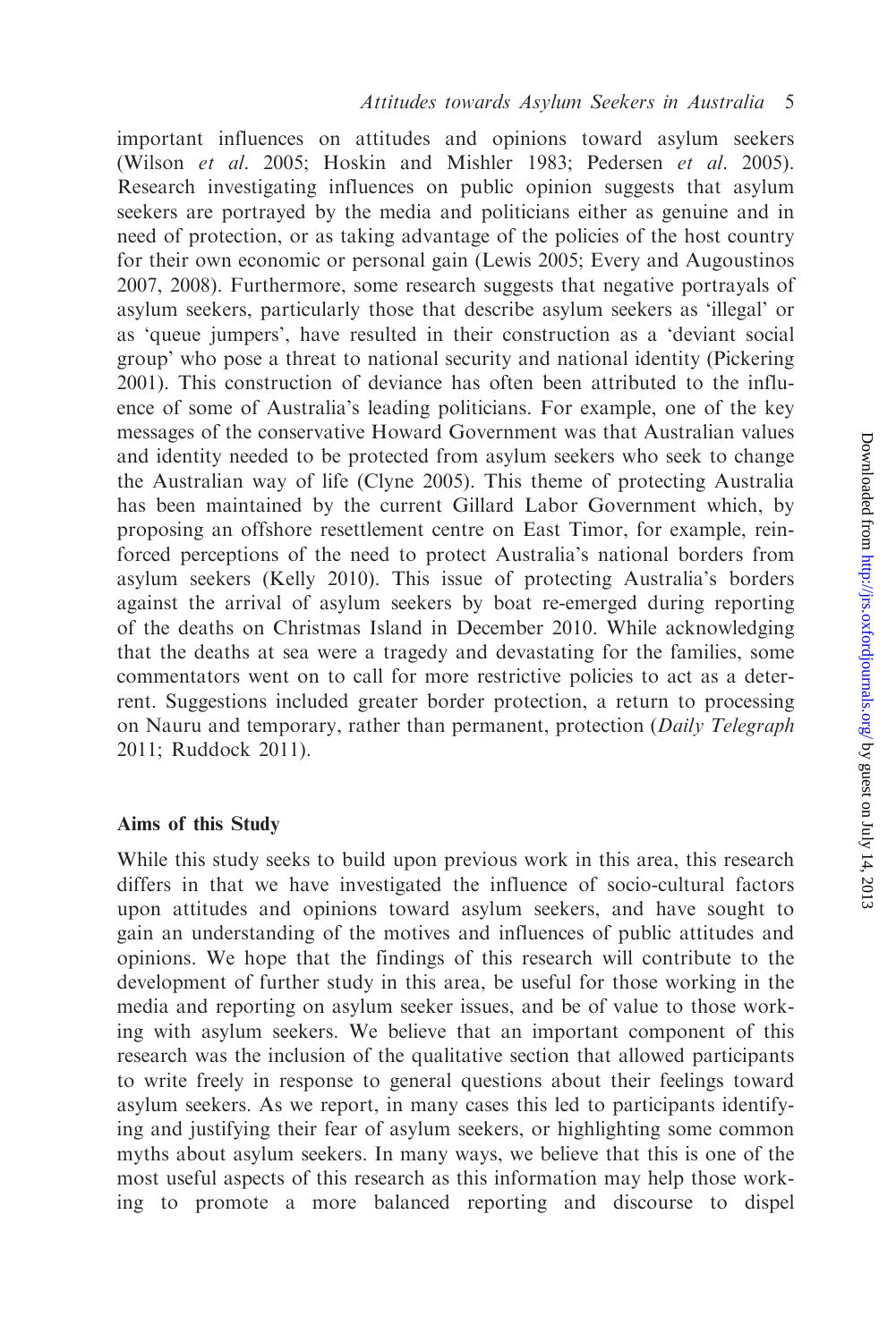important influences on attitudes and opinions toward asylum seekers (Wilson *et al*. 2005; Hoskin and Mishler 1983; Pedersen *et al*. 2005). Research investigating influences on public opinion suggests that asylum seekers are portrayed by the media and politicians either as genuine and in need of protection, or as taking advantage of the policies of the host country for their own economic or personal gain (Lewis 2005; Every and Augoustinos 2007, 2008). Furthermore, some research suggests that negative portrayals of asylum seekers, particularly those that describe asylum seekers as 'illegal' or as 'queue jumpers', have resulted in their construction as a 'deviant social group' who pose a threat to national security and national identity (Pickering 2001). This construction of deviance has often been attributed to the influence of some of Australia's leading politicians. For example, one of the key messages of the conservative Howard Government was that Australian values and identity needed to be protected from asylum seekers who seek to change the Australian way of life (Clyne 2005). This theme of protecting Australia has been maintained by the current Gillard Labor Government which, by proposing an offshore resettlement centre on East Timor, for example, reinforced perceptions of the need to protect Australia's national borders from asylum seekers (Kelly 2010). This issue of protecting Australia's borders against the arrival of asylum seekers by boat re-emerged during reporting of the deaths on Christmas Island in December 2010. While acknowledging that the deaths at sea were a tragedy and devastating for the families, some commentators went on to call for more restrictive policies to act as a deterrent. Suggestions included greater border protection, a return to processing on Nauru and temporary, rather than permanent, protection (*Daily Telegraph* 2011; Ruddock 2011).

## Aims of this Study

While this study seeks to build upon previous work in this area, this research differs in that we have investigated the influence of socio-cultural factors upon attitudes and opinions toward asylum seekers, and have sought to gain an understanding of the motives and influences of public attitudes and opinions. We hope that the findings of this research will contribute to the development of further study in this area, be useful for those working in the media and reporting on asylum seeker issues, and be of value to those working with asylum seekers. We believe that an important component of this research was the inclusion of the qualitative section that allowed participants to write freely in response to general questions about their feelings toward asylum seekers. As we report, in many cases this led to participants identifying and justifying their fear of asylum seekers, or highlighting some common myths about asylum seekers. In many ways, we believe that this is one of the most useful aspects of this research as this information may help those working to promote a more balanced reporting and discourse to dispel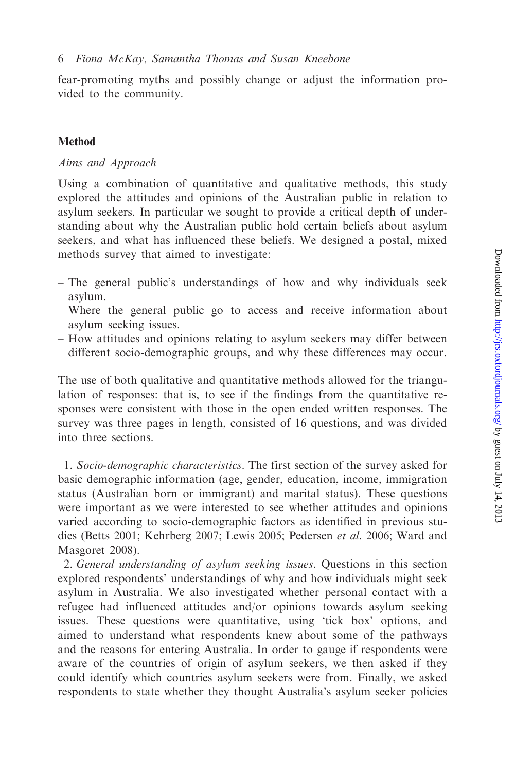fear-promoting myths and possibly change or adjust the information provided to the community.

## Method

### *Aims and Approach*

Using a combination of quantitative and qualitative methods, this study explored the attitudes and opinions of the Australian public in relation to asylum seekers. In particular we sought to provide a critical depth of understanding about why the Australian public hold certain beliefs about asylum seekers, and what has influenced these beliefs. We designed a postal, mixed methods survey that aimed to investigate:

- The general public's understandings of how and why individuals seek asylum.
- Where the general public go to access and receive information about asylum seeking issues.
- How attitudes and opinions relating to asylum seekers may differ between different socio-demographic groups, and why these differences may occur.

The use of both qualitative and quantitative methods allowed for the triangulation of responses: that is, to see if the findings from the quantitative responses were consistent with those in the open ended written responses. The survey was three pages in length, consisted of 16 questions, and was divided into three sections.

1. *Socio-demographic characteristics*. The first section of the survey asked for basic demographic information (age, gender, education, income, immigration status (Australian born or immigrant) and marital status). These questions were important as we were interested to see whether attitudes and opinions varied according to socio-demographic factors as identified in previous studies (Betts 2001; Kehrberg 2007; Lewis 2005; Pedersen *et al*. 2006; Ward and Masgoret 2008).

2. *General understanding of asylum seeking issues*. Questions in this section explored respondents' understandings of why and how individuals might seek asylum in Australia. We also investigated whether personal contact with a refugee had influenced attitudes and/or opinions towards asylum seeking issues. These questions were quantitative, using 'tick box' options, and aimed to understand what respondents knew about some of the pathways and the reasons for entering Australia. In order to gauge if respondents were aware of the countries of origin of asylum seekers, we then asked if they could identify which countries asylum seekers were from. Finally, we asked respondents to state whether they thought Australia's asylum seeker policies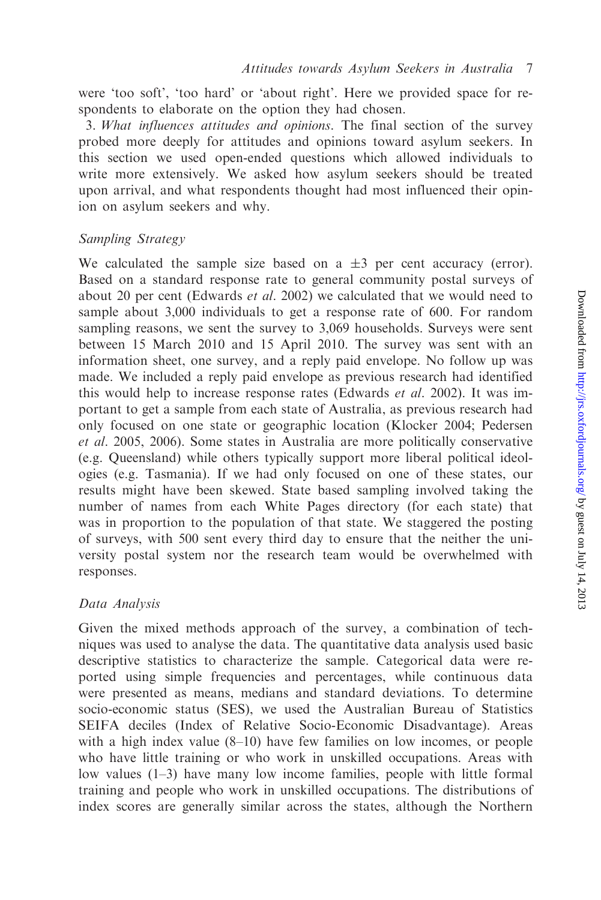were 'too soft', 'too hard' or 'about right'. Here we provided space for respondents to elaborate on the option they had chosen.

3. *What influences attitudes and opinions*. The final section of the survey probed more deeply for attitudes and opinions toward asylum seekers. In this section we used open-ended questions which allowed individuals to write more extensively. We asked how asylum seekers should be treated upon arrival, and what respondents thought had most influenced their opinion on asylum seekers and why.

### *Sampling Strategy*

We calculated the sample size based on a $\pm 3$ per cent accuracy (error). Based on a standard response rate to general community postal surveys of about 20 per cent (Edwards *et al*. 2002) we calculated that we would need to sample about 3,000 individuals to get a response rate of 600. For random sampling reasons, we sent the survey to 3,069 households. Surveys were sent between 15 March 2010 and 15 April 2010. The survey was sent with an information sheet, one survey, and a reply paid envelope. No follow up was made. We included a reply paid envelope as previous research had identified this would help to increase response rates (Edwards *et al*. 2002). It was important to get a sample from each state of Australia, as previous research had only focused on one state or geographic location (Klocker 2004; Pedersen *et al*. 2005, 2006). Some states in Australia are more politically conservative (e.g. Queensland) while others typically support more liberal political ideologies (e.g. Tasmania). If we had only focused on one of these states, our results might have been skewed. State based sampling involved taking the number of names from each White Pages directory (for each state) that was in proportion to the population of that state. We staggered the posting of surveys, with 500 sent every third day to ensure that the neither the university postal system nor the research team would be overwhelmed with responses.

### *Data Analysis*

Given the mixed methods approach of the survey, a combination of techniques was used to analyse the data. The quantitative data analysis used basic descriptive statistics to characterize the sample. Categorical data were reported using simple frequencies and percentages, while continuous data were presented as means, medians and standard deviations. To determine socio-economic status (SES), we used the Australian Bureau of Statistics SEIFA deciles (Index of Relative Socio-Economic Disadvantage). Areas with a high index value (8–10) have few families on low incomes, or people who have little training or who work in unskilled occupations. Areas with low values (1–3) have many low income families, people with little formal training and people who work in unskilled occupations. The distributions of index scores are generally similar across the states, although the Northern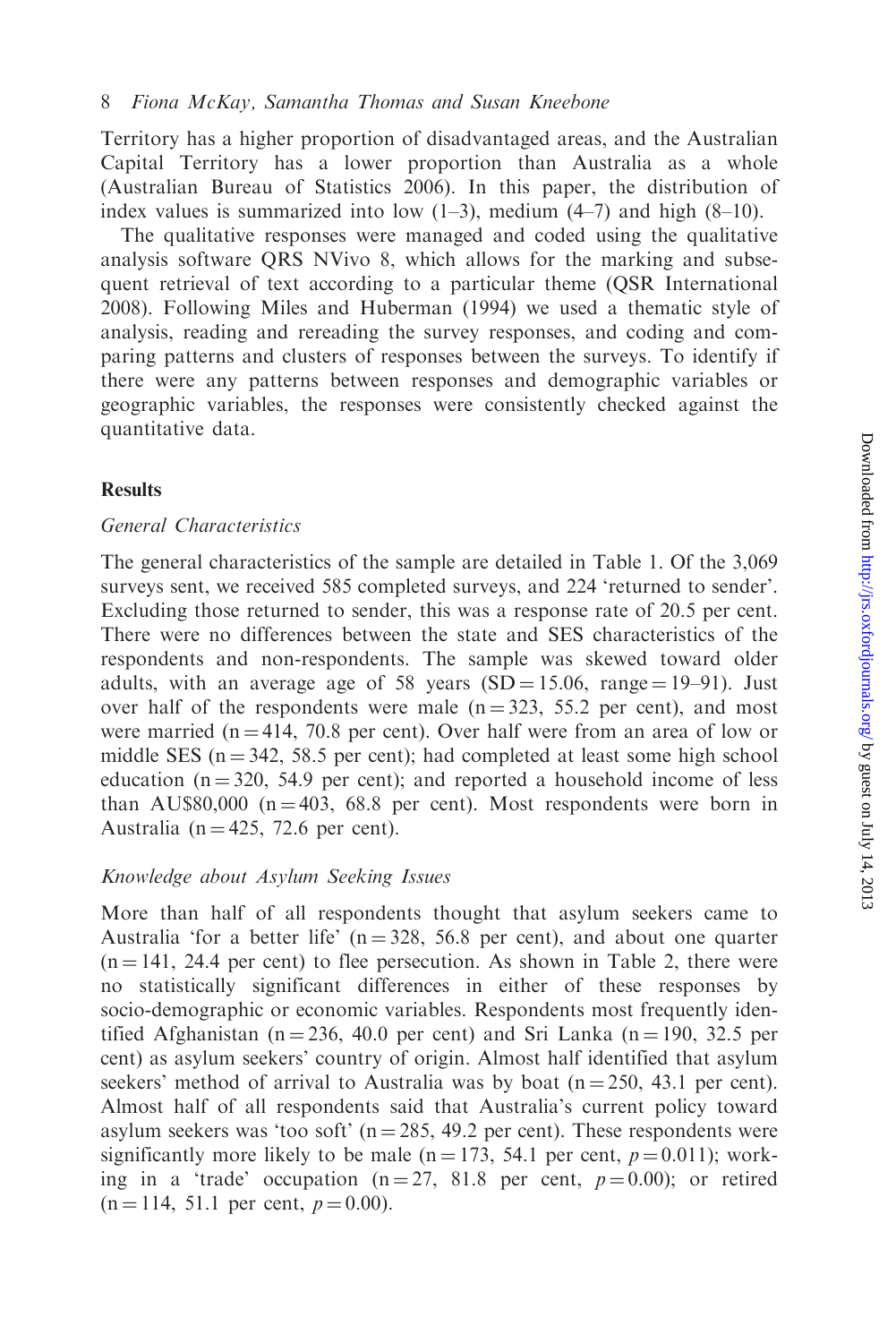Territory has a higher proportion of disadvantaged areas, and the Australian Capital Territory has a lower proportion than Australia as a whole (Australian Bureau of Statistics 2006). In this paper, the distribution of index values is summarized into low (1–3), medium (4–7) and high (8–10).

The qualitative responses were managed and coded using the qualitative analysis software QRS NVivo 8, which allows for the marking and subsequent retrieval of text according to a particular theme (QSR International 2008). Following Miles and Huberman (1994) we used a thematic style of analysis, reading and rereading the survey responses, and coding and comparing patterns and clusters of responses between the surveys. To identify if there were any patterns between responses and demographic variables or geographic variables, the responses were consistently checked against the quantitative data.

## Results

### *General Characteristics*

The general characteristics of the sample are detailed in Table 1. Of the 3,069 surveys sent, we received 585 completed surveys, and 224 'returned to sender'. Excluding those returned to sender, this was a response rate of 20.5 per cent. There were no differences between the state and SES characteristics of the respondents and non-respondents. The sample was skewed toward older adults, with an average age of 58 years (SD = 15.06, range = 19–91). Just over half of the respondents were male (n = 323, 55.2 per cent), and most were married (n = 414, 70.8 per cent). Over half were from an area of low or middle SES (n = 342, 58.5 per cent); had completed at least some high school education (n = 320, 54.9 per cent); and reported a household income of less than AU$80,000 (n = 403, 68.8 per cent). Most respondents were born in Australia (n = 425, 72.6 per cent).

### *Knowledge about Asylum Seeking Issues*

More than half of all respondents thought that asylum seekers came to Australia 'for a better life' (n = 328, 56.8 per cent), and about one quarter (n = 141, 24.4 per cent) to flee persecution. As shown in Table 2, there were no statistically significant differences in either of these responses by socio-demographic or economic variables. Respondents most frequently identified Afghanistan (n = 236, 40.0 per cent) and Sri Lanka (n = 190, 32.5 per cent) as asylum seekers' country of origin. Almost half identified that asylum seekers' method of arrival to Australia was by boat (n = 250, 43.1 per cent). Almost half of all respondents said that Australia's current policy toward asylum seekers was 'too soft' (n = 285, 49.2 per cent). These respondents were significantly more likely to be male (n = 173, 54.1 per cent, $p = 0.011$); working in a 'trade' occupation (n = 27, 81.8 per cent, $p = 0.00$); or retired (n = 114, 51.1 per cent, $p = 0.00$).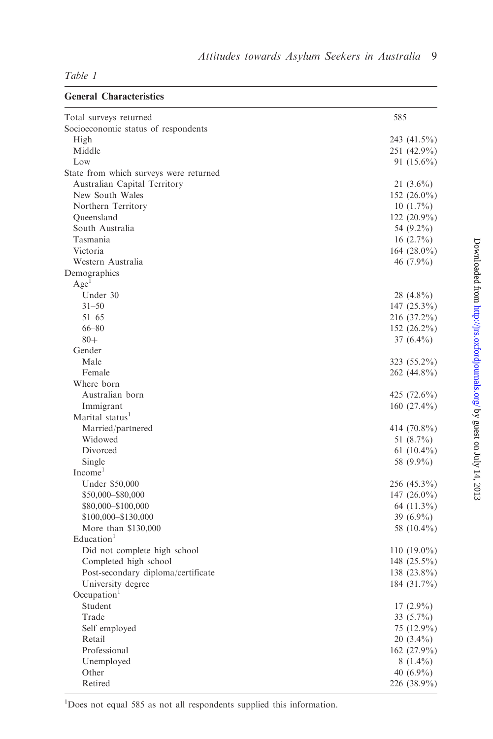*Table 1*

| General Characteristics | |
|---|---|
| Total surveys returned | 585 |
| Socioeconomic status of respondents | |
| High | 243 (41.5%) |
| Middle | 251 (42.9%) |
| Low | 91 (15.6%) |
| State from which surveys were returned | |
| Australian Capital Territory | 21 (3.6%) |
| New South Wales | 152 (26.0%) |
| Northern Territory | 10 (1.7%) |
| Queensland | 122 (20.9%) |
| South Australia | 54 (9.2%) |
| Tasmania | 16 (2.7%) |
| Victoria | 164 (28.0%) |
| Western Australia | 46 (7.9%) |
| Demographics | |
| Age[1] | |
| Under 30 | 28 (4.8%) |
| 31–50 | 147 (25.3%) |
| 51–65 | 216 (37.2%) |
| 66–80 | 152 (26.2%) |
| 80+ | 37 (6.4%) |
| Gender | |
| Male | 323 (55.2%) |
| Female | 262 (44.8%) |
| Where born | |
| Australian born | 425 (72.6%) |
| Immigrant | 160 (27.4%) |
| Marital status[1] | |
| Married/partnered | 414 (70.8%) |
| Widowed | 51 (8.7%) |
| Divorced | 61 (10.4%) |
| Single | 58 (9.9%) |
| Income[1] | |
| Under $50,000 | 256 (45.3%) |
| $50,000–$80,000 | 147 (26.0%) |
| $80,000–$100,000 | 64 (11.3%) |
| $100,000–$130,000 | 39 (6.9%) |
| More than $130,000 | 58 (10.4%) |
| Education[1] | |
| Did not complete high school | 110 (19.0%) |
| Completed high school | 148 (25.5%) |
| Post-secondary diploma/certificate | 138 (23.8%) |
| University degree | 184 (31.7%) |
| Occupation[1] | |
| Student | 17 (2.9%) |
| Trade | 33 (5.7%) |
| Self employed | 75 (12.9%) |
| Retail | 20 (3.4%) |
| Professional | 162 (27.9%) |
| Unemployed | 8 (1.4%) |
| Other | 40 (6.9%) |
| Retired | 226 (38.9%) |

[1]Does not equal 585 as not all respondents supplied this information.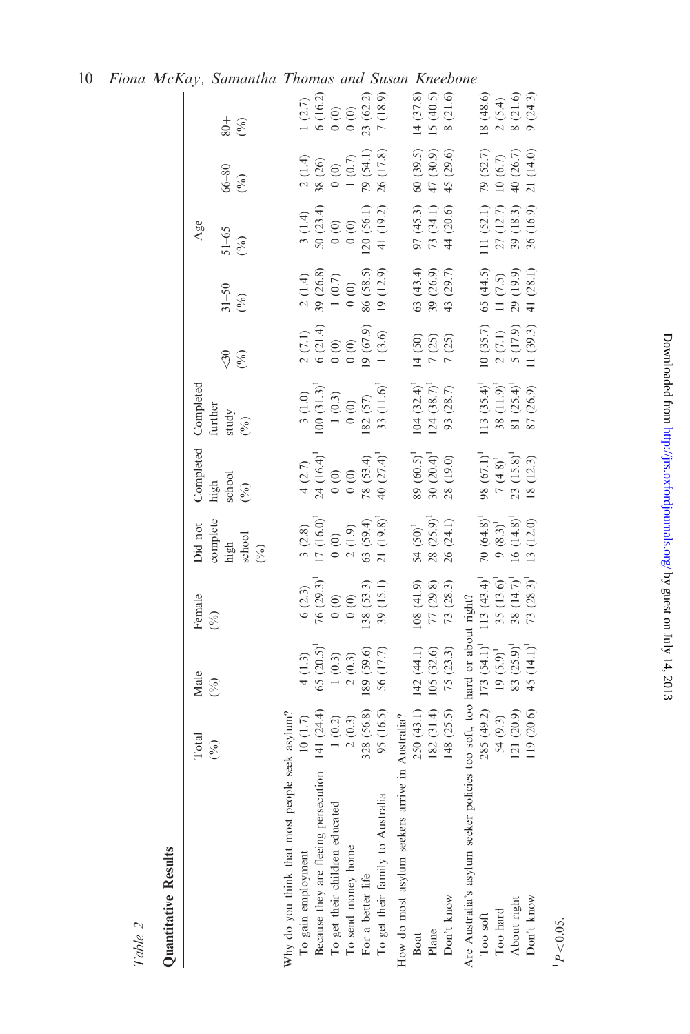*Table 2*

**Quantitative Results**

| | Total (%) | Male (%) | Female (%) | Did not complete high school (%) | Completed high school (%) | Completed further study (%) | Age | | | | | |
|---|---|---|---|---|---|---|---|---|---|---|---|---|
| | | | | | | | <30 (%) | 31–50 (%) | 51–65 (%) | 66–80 (%) | 80+ (%) |
| Why do you think that most people seek asylum? | | | | | | | | | | | |
| To gain employment | 10 (1.7) | 4 (1.3) | 6 (2.3) | 3 (2.8) | 4 (2.7) | 3 (1.0) | 2 (7.1) | 2 (1.4) | 3 (1.4) | 2 (1.4) | 1 (2.7) |
| Because they are fleeing persecution | 141 (24.4) | 65 (20.5)[1] | 76 (29.3)[1] | 17 (16.0)[1] | 24 (16.4)[1] | 100 (31.3)[1] | 6 (21.4) | 39 (26.8) | 50 (23.4) | 38 (26) | 6 (16.2) |
| To get their children educated | 1 (0.2) | 1 (0.3) | 0 (0) | 0 (0) | 0 (0) | 1 (0.3) | 0 (0) | 1 (0.7) | 0 (0) | 0 (0) | 0 (0) |
| To send money home | 2 (0.3) | 2 (0.3) | 0 (0) | 2 (1.9) | 0 (0) | 0 (0) | 0 (0) | 0 (0) | 0 (0) | 1 (0.7) | 0 (0) |
| For a better life | 328 (56.8) | 189 (59.6) | 138 (53.3) | 63 (59.4) | 78 (53.4) | 182 (57) | 19 (67.9) | 86 (58.5) | 120 (56.1) | 79 (54.1) | 23 (62.2) |
| To get their family to Australia | 95 (16.5) | 56 (17.7) | 39 (15.1) | 21 (19.8)[1] | 40 (27.4)[1] | 33 (11.6)[1] | 1 (3.6) | 19 (12.9) | 41 (19.2) | 26 (17.8) | 7 (18.9) |
| How do most asylum seekers arrive in Australia? | | | | | | | | | | | |
| Boat | 250 (43.1) | 142 (44.1) | 108 (41.9) | 54 (50)[1] | 89 (60.5)[1] | 104 (32.4)[1] | 14 (50) | 63 (43.4) | 97 (45.3) | 60 (39.5) | 14 (37.8) |
| Plane | 182 (31.4) | 105 (32.6) | 77 (29.8) | 28 (25.9)[1] | 30 (20.4)[1] | 124 (38.7)[1] | 7 (25) | 39 (26.9) | 73 (34.1) | 47 (30.9) | 15 (40.5) |
| Don't know | 148 (25.5) | 75 (23.3) | 73 (28.3) | 26 (24.1) | 28 (19.0) | 93 (28.7) | 7 (25) | 43 (29.7) | 44 (20.6) | 45 (29.6) | 8 (21.6) |
| Are Australia's asylum seeker policies too soft, too hard or about right? | | | | | | | | | | | |
| Too soft | 285 (49.2) | 173 (54.1)[1] | 113 (43.4)[1] | 70 (64.8)[1] | 98 (67.1)[1] | 113 (35.4)[1] | 10 (35.7) | 65 (44.5) | 111 (52.1) | 79 (52.7) | 18 (48.6) |
| Too hard | 54 (9.3) | 19 (5.9)[1] | 35 (13.6)[1] | 9 (8.3)[1] | 7 (4.8)[1] | 38 (11.9)[1] | 2 (7.1) | 11 (7.5) | 27 (12.7) | 10 (6.7) | 2 (5.4) |
| About right | 121 (20.9) | 83 (25.9)[1] | 38 (14.7)[1] | 16 (14.8)[1] | 23 (15.8)[1] | 81 (25.4)[1] | 5 (17.9) | 29 (19.9) | 39 (18.3) | 40 (26.7) | 8 (21.6) |
| Don't know | 119 (20.6) | 45 (14.1)[1] | 73 (28.3)[1] | 13 (12.0) | 18 (12.3) | 87 (26.9) | 11 (39.3) | 41 (28.1) | 36 (16.9) | 21 (14.0) | 9 (24.3) |

[1] $P<0.05$.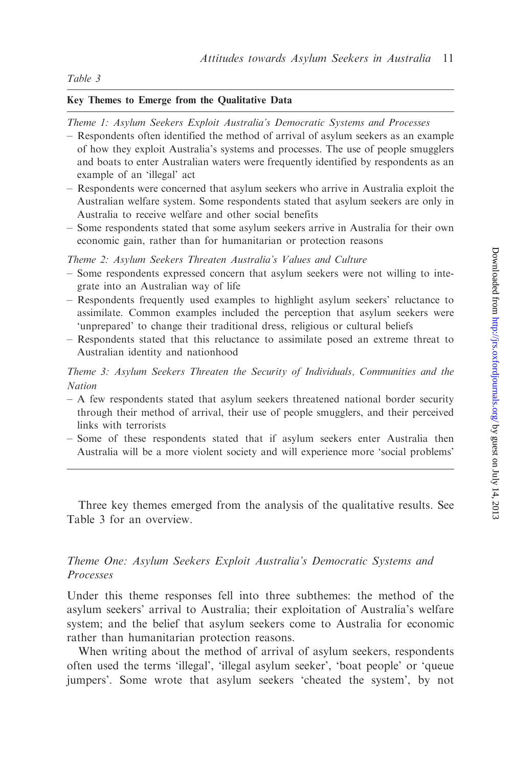Table 3

**Key Themes to Emerge from the Qualitative Data**

*Theme 1: Asylum Seekers Exploit Australia's Democratic Systems and Processes*

- Respondents often identified the method of arrival of asylum seekers as an example of how they exploit Australia's systems and processes. The use of people smugglers and boats to enter Australian waters were frequently identified by respondents as an example of an 'illegal' act
- Respondents were concerned that asylum seekers who arrive in Australia exploit the Australian welfare system. Some respondents stated that asylum seekers are only in Australia to receive welfare and other social benefits
- Some respondents stated that some asylum seekers arrive in Australia for their own economic gain, rather than for humanitarian or protection reasons

*Theme 2: Asylum Seekers Threaten Australia's Values and Culture*

- Some respondents expressed concern that asylum seekers were not willing to integrate into an Australian way of life
- Respondents frequently used examples to highlight asylum seekers' reluctance to assimilate. Common examples included the perception that asylum seekers were 'unprepared' to change their traditional dress, religious or cultural beliefs
- Respondents stated that this reluctance to assimilate posed an extreme threat to Australian identity and nationhood

*Theme 3: Asylum Seekers Threaten the Security of Individuals, Communities and the Nation*

- A few respondents stated that asylum seekers threatened national border security through their method of arrival, their use of people smugglers, and their perceived links with terrorists
- Some of these respondents stated that if asylum seekers enter Australia then Australia will be a more violent society and will experience more 'social problems'

Three key themes emerged from the analysis of the qualitative results. See Table 3 for an overview.

### *Theme One: Asylum Seekers Exploit Australia's Democratic Systems and Processes*

Under this theme responses fell into three subthemes: the method of the asylum seekers' arrival to Australia; their exploitation of Australia's welfare system; and the belief that asylum seekers come to Australia for economic rather than humanitarian protection reasons.

When writing about the method of arrival of asylum seekers, respondents often used the terms 'illegal', 'illegal asylum seeker', 'boat people' or 'queue jumpers'. Some wrote that asylum seekers 'cheated the system', by not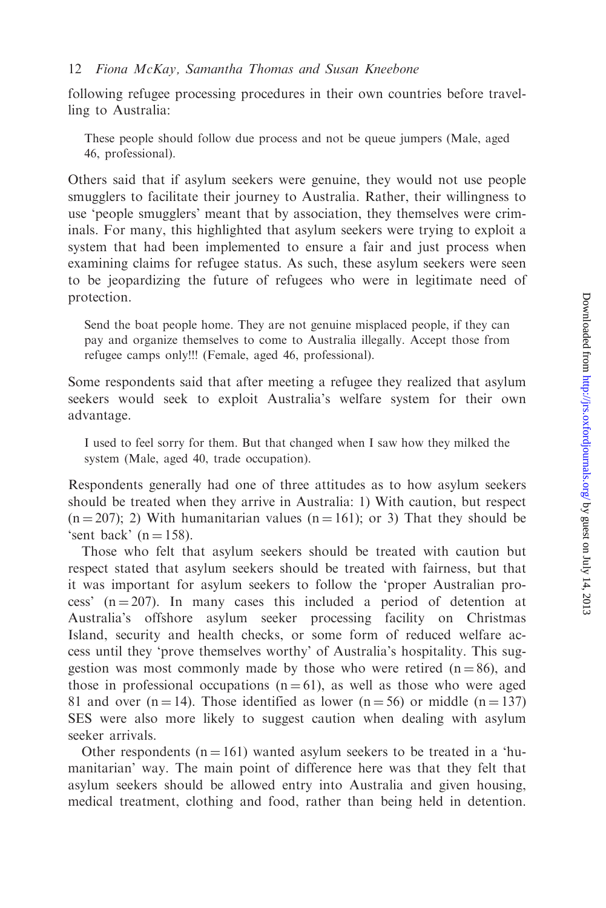following refugee processing procedures in their own countries before travelling to Australia:

> These people should follow due process and not be queue jumpers (Male, aged 46, professional).

Others said that if asylum seekers were genuine, they would not use people smugglers to facilitate their journey to Australia. Rather, their willingness to use 'people smugglers' meant that by association, they themselves were criminals. For many, this highlighted that asylum seekers were trying to exploit a system that had been implemented to ensure a fair and just process when examining claims for refugee status. As such, these asylum seekers were seen to be jeopardizing the future of refugees who were in legitimate need of protection.

> Send the boat people home. They are not genuine misplaced people, if they can pay and organize themselves to come to Australia illegally. Accept those from refugee camps only!!! (Female, aged 46, professional).

Some respondents said that after meeting a refugee they realized that asylum seekers would seek to exploit Australia's welfare system for their own advantage.

> I used to feel sorry for them. But that changed when I saw how they milked the system (Male, aged 40, trade occupation).

Respondents generally had one of three attitudes as to how asylum seekers should be treated when they arrive in Australia: 1) With caution, but respect (n = 207); 2) With humanitarian values (n = 161); or 3) That they should be 'sent back' (n = 158).

Those who felt that asylum seekers should be treated with caution but respect stated that asylum seekers should be treated with fairness, but that it was important for asylum seekers to follow the 'proper Australian process' (n = 207). In many cases this included a period of detention at Australia's offshore asylum seeker processing facility on Christmas Island, security and health checks, or some form of reduced welfare access until they 'prove themselves worthy' of Australia's hospitality. This suggestion was most commonly made by those who were retired (n = 86), and those in professional occupations (n = 61), as well as those who were aged 81 and over (n = 14). Those identified as lower (n = 56) or middle (n = 137) SES were also more likely to suggest caution when dealing with asylum seeker arrivals.

Other respondents (n = 161) wanted asylum seekers to be treated in a 'humanitarian' way. The main point of difference here was that they felt that asylum seekers should be allowed entry into Australia and given housing, medical treatment, clothing and food, rather than being held in detention.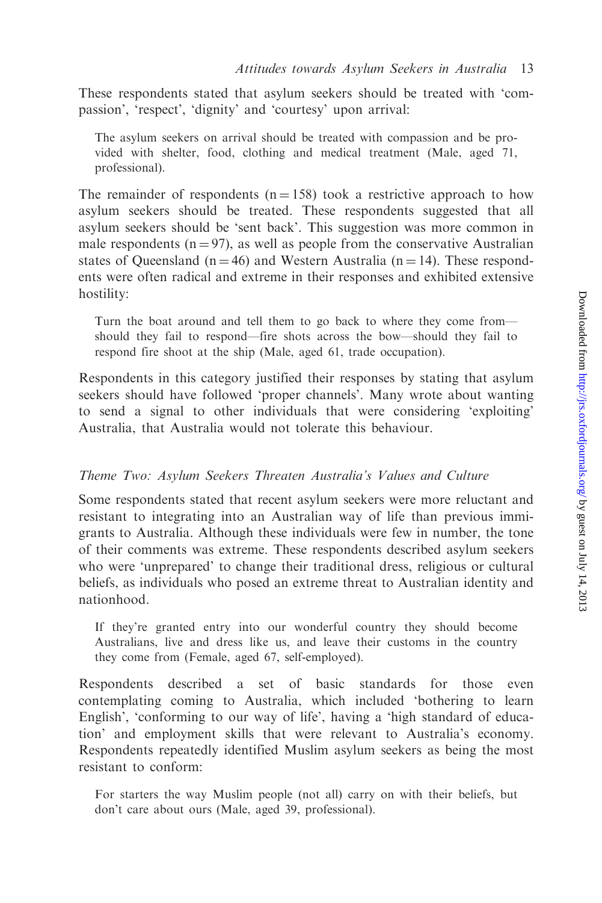These respondents stated that asylum seekers should be treated with 'compassion', 'respect', 'dignity' and 'courtesy' upon arrival:

> The asylum seekers on arrival should be treated with compassion and be provided with shelter, food, clothing and medical treatment (Male, aged 71, professional).

The remainder of respondents (n = 158) took a restrictive approach to how asylum seekers should be treated. These respondents suggested that all asylum seekers should be 'sent back'. This suggestion was more common in male respondents (n = 97), as well as people from the conservative Australian states of Queensland (n = 46) and Western Australia (n = 14). These respondents were often radical and extreme in their responses and exhibited extensive hostility:

> Turn the boat around and tell them to go back to where they come from—should they fail to respond—fire shots across the bow—should they fail to respond fire shoot at the ship (Male, aged 61, trade occupation).

Respondents in this category justified their responses by stating that asylum seekers should have followed 'proper channels'. Many wrote about wanting to send a signal to other individuals that were considering 'exploiting' Australia, that Australia would not tolerate this behaviour.

### *Theme Two: Asylum Seekers Threaten Australia's Values and Culture*

Some respondents stated that recent asylum seekers were more reluctant and resistant to integrating into an Australian way of life than previous immigrants to Australia. Although these individuals were few in number, the tone of their comments was extreme. These respondents described asylum seekers who were 'unprepared' to change their traditional dress, religious or cultural beliefs, as individuals who posed an extreme threat to Australian identity and nationhood.

> If they're granted entry into our wonderful country they should become Australians, live and dress like us, and leave their customs in the country they come from (Female, aged 67, self-employed).

Respondents described a set of basic standards for those even contemplating coming to Australia, which included 'bothering to learn English', 'conforming to our way of life', having a 'high standard of education' and employment skills that were relevant to Australia's economy. Respondents repeatedly identified Muslim asylum seekers as being the most resistant to conform:

> For starters the way Muslim people (not all) carry on with their beliefs, but don't care about ours (Male, aged 39, professional).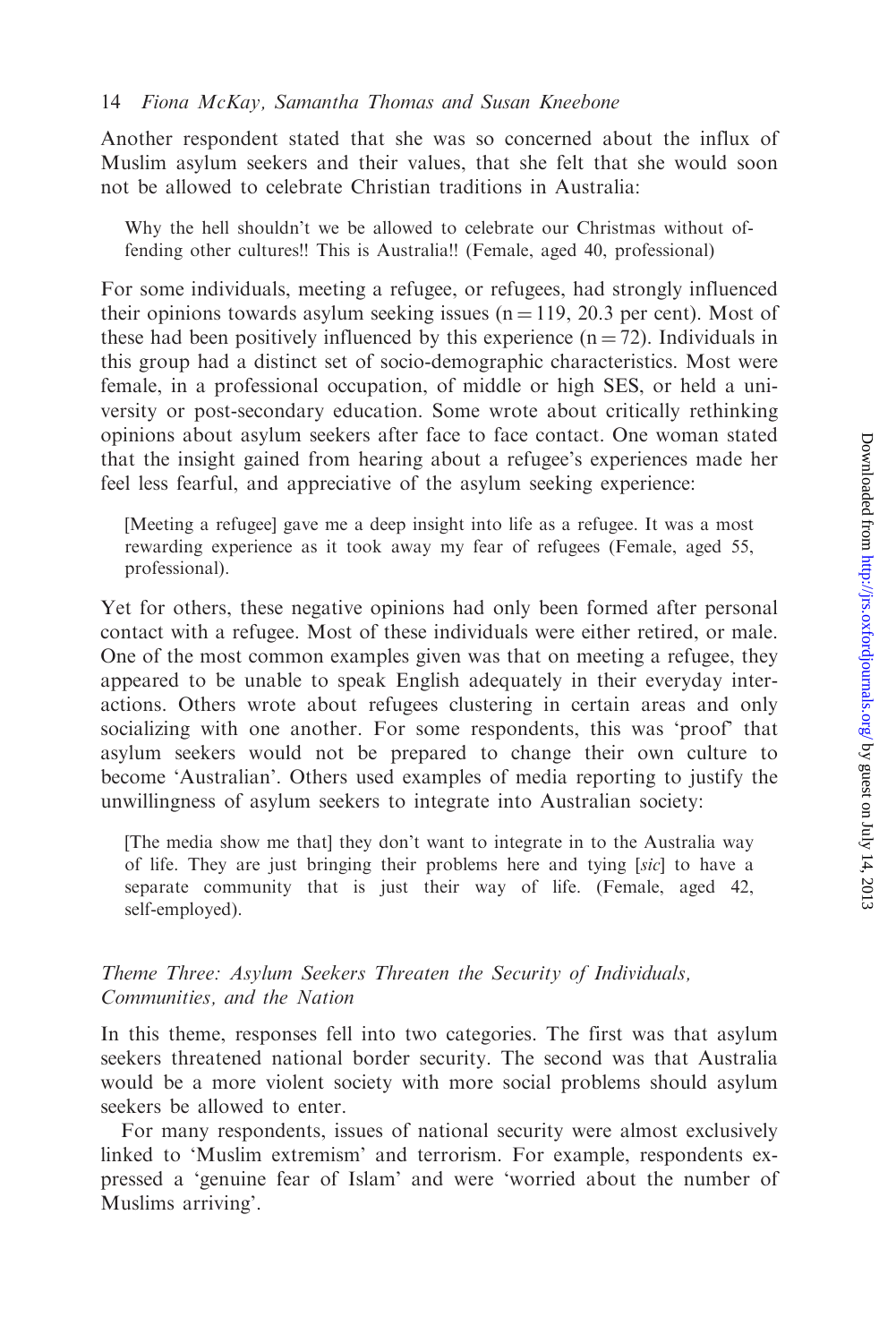Another respondent stated that she was so concerned about the influx of Muslim asylum seekers and their values, that she felt that she would soon not be allowed to celebrate Christian traditions in Australia:

> Why the hell shouldn't we be allowed to celebrate our Christmas without offending other cultures!! This is Australia!! (Female, aged 40, professional)

For some individuals, meeting a refugee, or refugees, had strongly influenced their opinions towards asylum seeking issues (n = 119, 20.3 per cent). Most of these had been positively influenced by this experience (n = 72). Individuals in this group had a distinct set of socio-demographic characteristics. Most were female, in a professional occupation, of middle or high SES, or held a university or post-secondary education. Some wrote about critically rethinking opinions about asylum seekers after face to face contact. One woman stated that the insight gained from hearing about a refugee's experiences made her feel less fearful, and appreciative of the asylum seeking experience:

> [Meeting a refugee] gave me a deep insight into life as a refugee. It was a most rewarding experience as it took away my fear of refugees (Female, aged 55, professional).

Yet for others, these negative opinions had only been formed after personal contact with a refugee. Most of these individuals were either retired, or male. One of the most common examples given was that on meeting a refugee, they appeared to be unable to speak English adequately in their everyday interactions. Others wrote about refugees clustering in certain areas and only socializing with one another. For some respondents, this was 'proof' that asylum seekers would not be prepared to change their own culture to become 'Australian'. Others used examples of media reporting to justify the unwillingness of asylum seekers to integrate into Australian society:

> [The media show me that] they don't want to integrate in to the Australia way of life. They are just bringing their problems here and tying [*sic*] to have a separate community that is just their way of life. (Female, aged 42, self-employed).

### *Theme Three: Asylum Seekers Threaten the Security of Individuals, Communities, and the Nation*

In this theme, responses fell into two categories. The first was that asylum seekers threatened national border security. The second was that Australia would be a more violent society with more social problems should asylum seekers be allowed to enter.

For many respondents, issues of national security were almost exclusively linked to 'Muslim extremism' and terrorism. For example, respondents expressed a 'genuine fear of Islam' and were 'worried about the number of Muslims arriving'.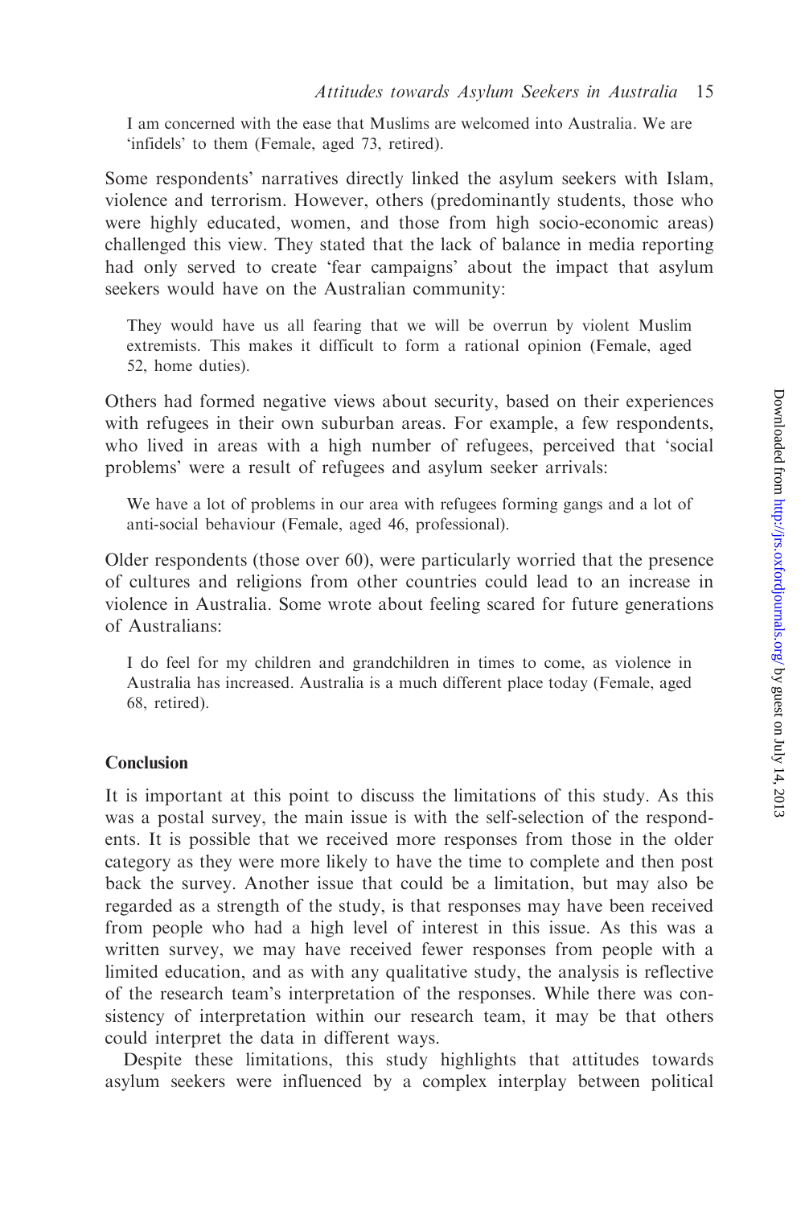> I am concerned with the ease that Muslims are welcomed into Australia. We are 'infidels' to them (Female, aged 73, retired).

Some respondents' narratives directly linked the asylum seekers with Islam, violence and terrorism. However, others (predominantly students, those who were highly educated, women, and those from high socio-economic areas) challenged this view. They stated that the lack of balance in media reporting had only served to create 'fear campaigns' about the impact that asylum seekers would have on the Australian community:

> They would have us all fearing that we will be overrun by violent Muslim extremists. This makes it difficult to form a rational opinion (Female, aged 52, home duties).

Others had formed negative views about security, based on their experiences with refugees in their own suburban areas. For example, a few respondents, who lived in areas with a high number of refugees, perceived that 'social problems' were a result of refugees and asylum seeker arrivals:

> We have a lot of problems in our area with refugees forming gangs and a lot of anti-social behaviour (Female, aged 46, professional).

Older respondents (those over 60), were particularly worried that the presence of cultures and religions from other countries could lead to an increase in violence in Australia. Some wrote about feeling scared for future generations of Australians:

> I do feel for my children and grandchildren in times to come, as violence in Australia has increased. Australia is a much different place today (Female, aged 68, retired).

## Conclusion

It is important at this point to discuss the limitations of this study. As this was a postal survey, the main issue is with the self-selection of the respondents. It is possible that we received more responses from those in the older category as they were more likely to have the time to complete and then post back the survey. Another issue that could be a limitation, but may also be regarded as a strength of the study, is that responses may have been received from people who had a high level of interest in this issue. As this was a written survey, we may have received fewer responses from people with a limited education, and as with any qualitative study, the analysis is reflective of the research team's interpretation of the responses. While there was consistency of interpretation within our research team, it may be that others could interpret the data in different ways.

Despite these limitations, this study highlights that attitudes towards asylum seekers were influenced by a complex interplay between political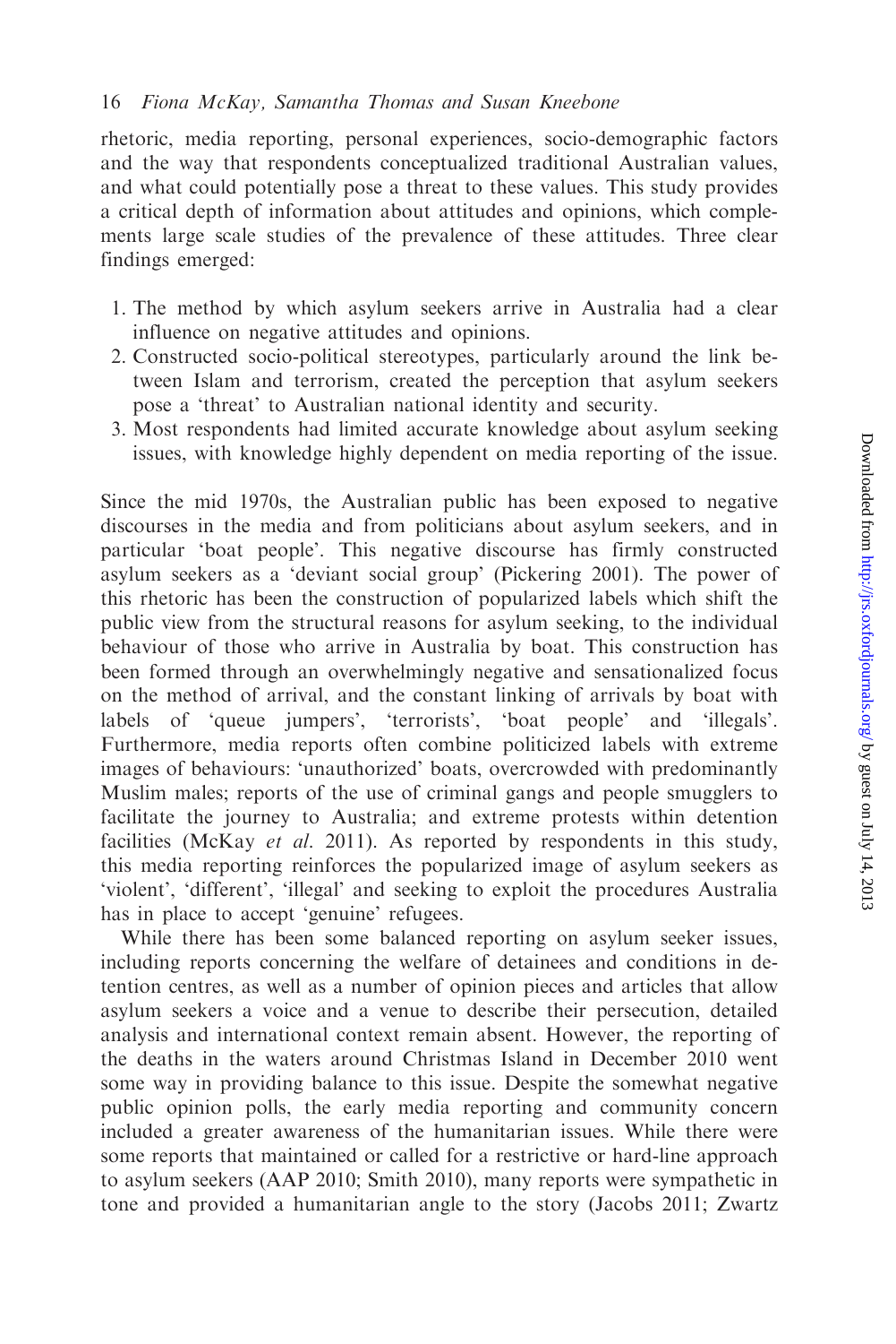rhetoric, media reporting, personal experiences, socio-demographic factors and the way that respondents conceptualized traditional Australian values, and what could potentially pose a threat to these values. This study provides a critical depth of information about attitudes and opinions, which complements large scale studies of the prevalence of these attitudes. Three clear findings emerged:

1. The method by which asylum seekers arrive in Australia had a clear influence on negative attitudes and opinions.
2. Constructed socio-political stereotypes, particularly around the link between Islam and terrorism, created the perception that asylum seekers pose a 'threat' to Australian national identity and security.
3. Most respondents had limited accurate knowledge about asylum seeking issues, with knowledge highly dependent on media reporting of the issue.

Since the mid 1970s, the Australian public has been exposed to negative discourses in the media and from politicians about asylum seekers, and in particular 'boat people'. This negative discourse has firmly constructed asylum seekers as a 'deviant social group' (Pickering 2001). The power of this rhetoric has been the construction of popularized labels which shift the public view from the structural reasons for asylum seeking, to the individual behaviour of those who arrive in Australia by boat. This construction has been formed through an overwhelmingly negative and sensationalized focus on the method of arrival, and the constant linking of arrivals by boat with labels of 'queue jumpers', 'terrorists', 'boat people' and 'illegals'. Furthermore, media reports often combine politicized labels with extreme images of behaviours: 'unauthorized' boats, overcrowded with predominantly Muslim males; reports of the use of criminal gangs and people smugglers to facilitate the journey to Australia; and extreme protests within detention facilities (McKay *et al.* 2011). As reported by respondents in this study, this media reporting reinforces the popularized image of asylum seekers as 'violent', 'different', 'illegal' and seeking to exploit the procedures Australia has in place to accept 'genuine' refugees.

While there has been some balanced reporting on asylum seeker issues, including reports concerning the welfare of detainees and conditions in detention centres, as well as a number of opinion pieces and articles that allow asylum seekers a voice and a venue to describe their persecution, detailed analysis and international context remain absent. However, the reporting of the deaths in the waters around Christmas Island in December 2010 went some way in providing balance to this issue. Despite the somewhat negative public opinion polls, the early media reporting and community concern included a greater awareness of the humanitarian issues. While there were some reports that maintained or called for a restrictive or hard-line approach to asylum seekers (AAP 2010; Smith 2010), many reports were sympathetic in tone and provided a humanitarian angle to the story (Jacobs 2011; Zwartz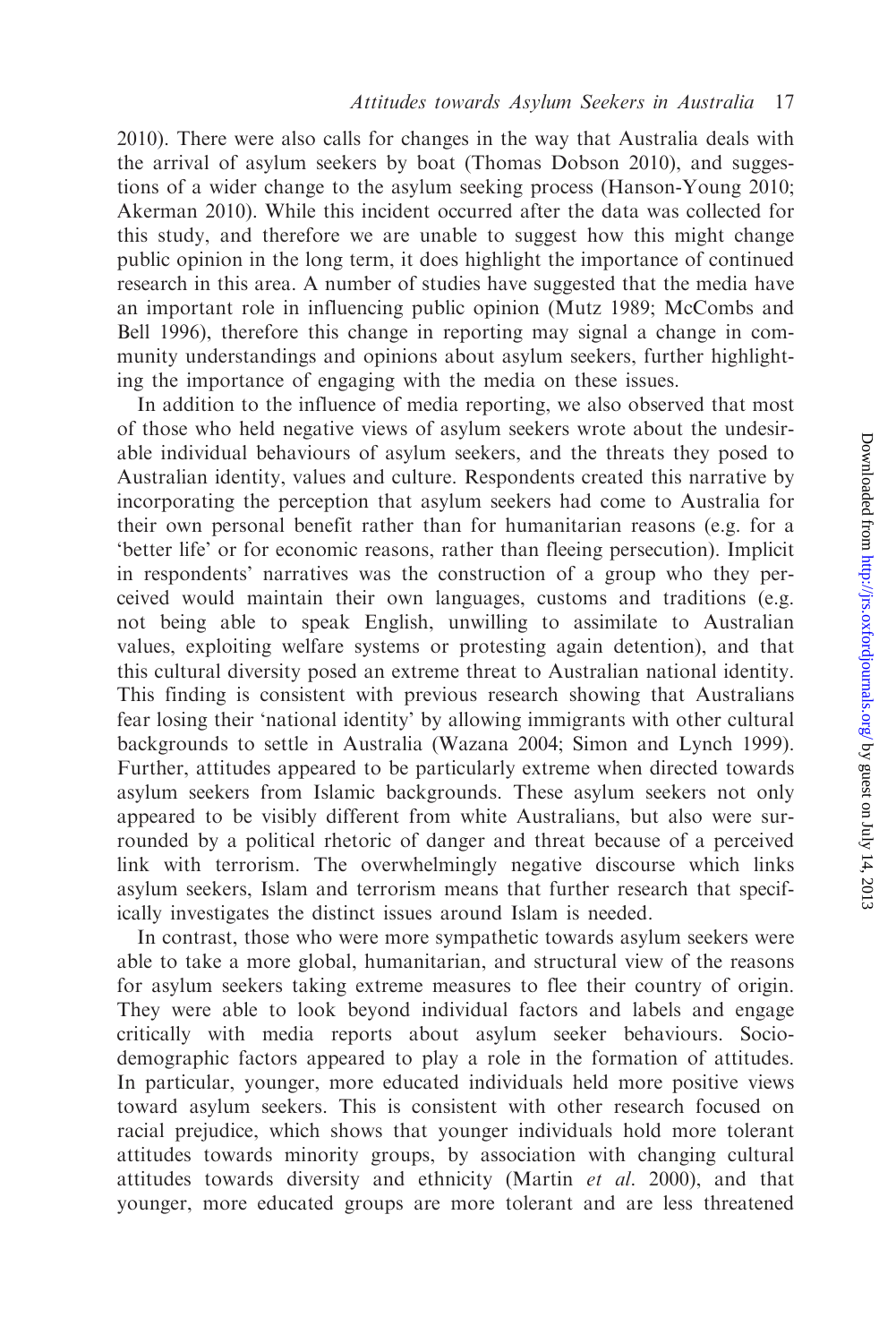2010). There were also calls for changes in the way that Australia deals with the arrival of asylum seekers by boat (Thomas Dobson 2010), and suggestions of a wider change to the asylum seeking process (Hanson-Young 2010; Akerman 2010). While this incident occurred after the data was collected for this study, and therefore we are unable to suggest how this might change public opinion in the long term, it does highlight the importance of continued research in this area. A number of studies have suggested that the media have an important role in influencing public opinion (Mutz 1989; McCombs and Bell 1996), therefore this change in reporting may signal a change in community understandings and opinions about asylum seekers, further highlighting the importance of engaging with the media on these issues.

In addition to the influence of media reporting, we also observed that most of those who held negative views of asylum seekers wrote about the undesirable individual behaviours of asylum seekers, and the threats they posed to Australian identity, values and culture. Respondents created this narrative by incorporating the perception that asylum seekers had come to Australia for their own personal benefit rather than for humanitarian reasons (e.g. for a 'better life' or for economic reasons, rather than fleeing persecution). Implicit in respondents' narratives was the construction of a group who they perceived would maintain their own languages, customs and traditions (e.g. not being able to speak English, unwilling to assimilate to Australian values, exploiting welfare systems or protesting again detention), and that this cultural diversity posed an extreme threat to Australian national identity. This finding is consistent with previous research showing that Australians fear losing their 'national identity' by allowing immigrants with other cultural backgrounds to settle in Australia (Wazana 2004; Simon and Lynch 1999). Further, attitudes appeared to be particularly extreme when directed towards asylum seekers from Islamic backgrounds. These asylum seekers not only appeared to be visibly different from white Australians, but also were surrounded by a political rhetoric of danger and threat because of a perceived link with terrorism. The overwhelmingly negative discourse which links asylum seekers, Islam and terrorism means that further research that specifically investigates the distinct issues around Islam is needed.

In contrast, those who were more sympathetic towards asylum seekers were able to take a more global, humanitarian, and structural view of the reasons for asylum seekers taking extreme measures to flee their country of origin. They were able to look beyond individual factors and labels and engage critically with media reports about asylum seeker behaviours. Sociodemographic factors appeared to play a role in the formation of attitudes. In particular, younger, more educated individuals held more positive views toward asylum seekers. This is consistent with other research focused on racial prejudice, which shows that younger individuals hold more tolerant attitudes towards minority groups, by association with changing cultural attitudes towards diversity and ethnicity (Martin *et al.* 2000), and that younger, more educated groups are more tolerant and are less threatened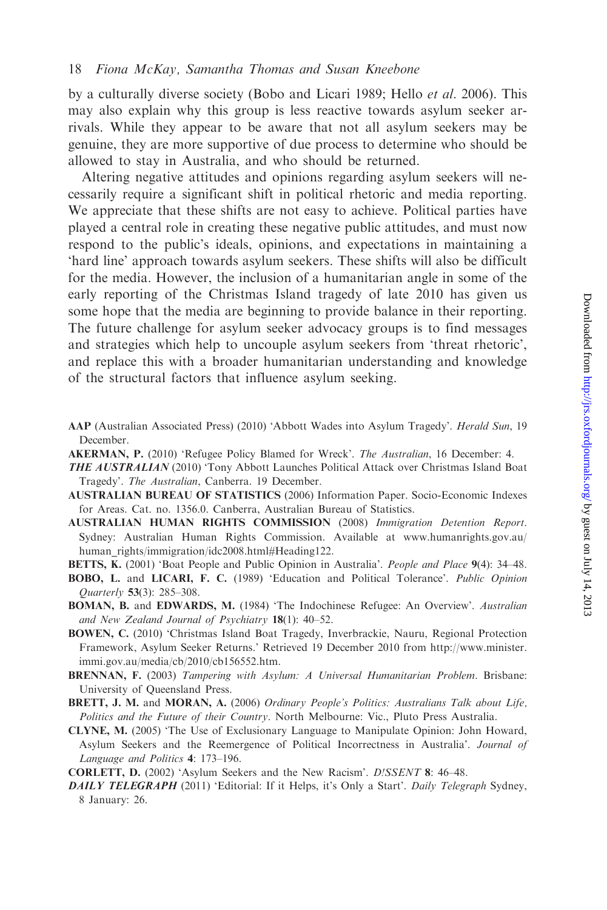by a culturally diverse society (Bobo and Licari 1989; Hello *et al*. 2006). This may also explain why this group is less reactive towards asylum seeker arrivals. While they appear to be aware that not all asylum seekers may be genuine, they are more supportive of due process to determine who should be allowed to stay in Australia, and who should be returned.

Altering negative attitudes and opinions regarding asylum seekers will necessarily require a significant shift in political rhetoric and media reporting. We appreciate that these shifts are not easy to achieve. Political parties have played a central role in creating these negative public attitudes, and must now respond to the public's ideals, opinions, and expectations in maintaining a 'hard line' approach towards asylum seekers. These shifts will also be difficult for the media. However, the inclusion of a humanitarian angle in some of the early reporting of the Christmas Island tragedy of late 2010 has given us some hope that the media are beginning to provide balance in their reporting. The future challenge for asylum seeker advocacy groups is to find messages and strategies which help to uncouple asylum seekers from 'threat rhetoric', and replace this with a broader humanitarian understanding and knowledge of the structural factors that influence asylum seeking.

**AAP** (Australian Associated Press) (2010) 'Abbott Wades into Asylum Tragedy'. *Herald Sun*, 19 December.

**AKERMAN, P.** (2010) 'Refugee Policy Blamed for Wreck'. *The Australian*, 16 December: 4.

***THE AUSTRALIAN*** (2010) 'Tony Abbott Launches Political Attack over Christmas Island Boat Tragedy'. *The Australian*, Canberra. 19 December.

**AUSTRALIAN BUREAU OF STATISTICS** (2006) Information Paper. Socio-Economic Indexes for Areas. Cat. no. 1356.0. Canberra, Australian Bureau of Statistics.

**AUSTRALIAN HUMAN RIGHTS COMMISSION** (2008) *Immigration Detention Report*. Sydney: Australian Human Rights Commission. Available at www.humanrights.gov.au/human_rights/immigration/idc2008.html#Heading122.

**BETTS, K.** (2001) 'Boat People and Public Opinion in Australia'. *People and Place* **9**(4): 34–48.

**BOBO, L.** and **LICARI, F. C.** (1989) 'Education and Political Tolerance'. *Public Opinion Quarterly* **53**(3): 285–308.

**BOMAN, B.** and **EDWARDS, M.** (1984) 'The Indochinese Refugee: An Overview'. *Australian and New Zealand Journal of Psychiatry* **18**(1): 40–52.

**BOWEN, C.** (2010) 'Christmas Island Boat Tragedy, Inverbrackie, Nauru, Regional Protection Framework, Asylum Seeker Returns.' Retrieved 19 December 2010 from http://www.minister.immi.gov.au/media/cb/2010/cb156552.htm.

**BRENNAN, F.** (2003) *Tampering with Asylum: A Universal Humanitarian Problem*. Brisbane: University of Queensland Press.

**BRETT, J. M.** and **MORAN, A.** (2006) *Ordinary People's Politics: Australians Talk about Life, Politics and the Future of their Country*. North Melbourne: Vic., Pluto Press Australia.

**CLYNE, M.** (2005) 'The Use of Exclusionary Language to Manipulate Opinion: John Howard, Asylum Seekers and the Reemergence of Political Incorrectness in Australia'. *Journal of Language and Politics* **4**: 173–196.

**CORLETT, D.** (2002) 'Asylum Seekers and the New Racism'. *D!SSENT* **8**: 46–48.

***DAILY TELEGRAPH*** (2011) 'Editorial: If it Helps, it's Only a Start'. *Daily Telegraph* Sydney, 8 January: 26.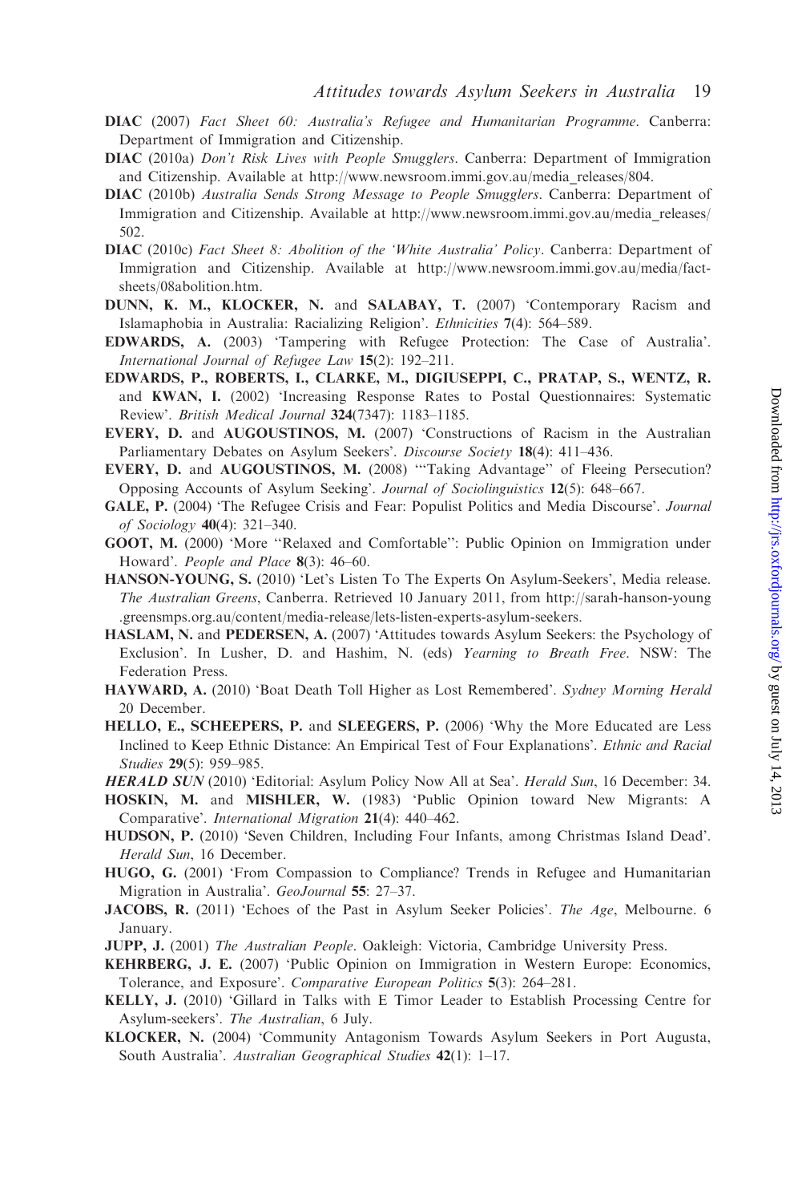**DIAC** (2007) *Fact Sheet 60: Australia's Refugee and Humanitarian Programme*. Canberra: Department of Immigration and Citizenship.

**DIAC** (2010a) *Don't Risk Lives with People Smugglers*. Canberra: Department of Immigration and Citizenship. Available at http://www.newsroom.immi.gov.au/media_releases/804.

**DIAC** (2010b) *Australia Sends Strong Message to People Smugglers*. Canberra: Department of Immigration and Citizenship. Available at http://www.newsroom.immi.gov.au/media_releases/502.

**DIAC** (2010c) *Fact Sheet 8: Abolition of the 'White Australia' Policy*. Canberra: Department of Immigration and Citizenship. Available at http://www.newsroom.immi.gov.au/media/fact-sheets/08abolition.htm.

**DUNN, K. M., KLOCKER, N.** and **SALABAY, T.** (2007) 'Contemporary Racism and Islamaphobia in Australia: Racializing Religion'. *Ethnicities* **7**(4): 564–589.

**EDWARDS, A.** (2003) 'Tampering with Refugee Protection: The Case of Australia'. *International Journal of Refugee Law* **15**(2): 192–211.

**EDWARDS, P., ROBERTS, I., CLARKE, M., DIGIUSEPPI, C., PRATAP, S., WENTZ, R.** and **KWAN, I.** (2002) 'Increasing Response Rates to Postal Questionnaires: Systematic Review'. *British Medical Journal* **324**(7347): 1183–1185.

**EVERY, D.** and **AUGOUSTINOS, M.** (2007) 'Constructions of Racism in the Australian Parliamentary Debates on Asylum Seekers'. *Discourse Society* **18**(4): 411–436.

**EVERY, D.** and **AUGOUSTINOS, M.** (2008) '"Taking Advantage" of Fleeing Persecution? Opposing Accounts of Asylum Seeking'. *Journal of Sociolinguistics* **12**(5): 648–667.

**GALE, P.** (2004) 'The Refugee Crisis and Fear: Populist Politics and Media Discourse'. *Journal of Sociology* **40**(4): 321–340.

**GOOT, M.** (2000) 'More "Relaxed and Comfortable": Public Opinion on Immigration under Howard'. *People and Place* **8**(3): 46–60.

**HANSON-YOUNG, S.** (2010) 'Let's Listen To The Experts On Asylum-Seekers', Media release. *The Australian Greens*, Canberra. Retrieved 10 January 2011, from http://sarah-hanson-young.greensmps.org.au/content/media-release/lets-listen-experts-asylum-seekers.

**HASLAM, N.** and **PEDERSEN, A.** (2007) 'Attitudes towards Asylum Seekers: the Psychology of Exclusion'. In Lusher, D. and Hashim, N. (eds) *Yearning to Breath Free*. NSW: The Federation Press.

**HAYWARD, A.** (2010) 'Boat Death Toll Higher as Lost Remembered'. *Sydney Morning Herald* 20 December.

**HELLO, E., SCHEEPERS, P.** and **SLEEGERS, P.** (2006) 'Why the More Educated are Less Inclined to Keep Ethnic Distance: An Empirical Test of Four Explanations'. *Ethnic and Racial Studies* **29**(5): 959–985.

***HERALD SUN*** (2010) 'Editorial: Asylum Policy Now All at Sea'. *Herald Sun*, 16 December: 34.

**HOSKIN, M.** and **MISHLER, W.** (1983) 'Public Opinion toward New Migrants: A Comparative'. *International Migration* **21**(4): 440–462.

**HUDSON, P.** (2010) 'Seven Children, Including Four Infants, among Christmas Island Dead'. *Herald Sun*, 16 December.

**HUGO, G.** (2001) 'From Compassion to Compliance? Trends in Refugee and Humanitarian Migration in Australia'. *GeoJournal* **55**: 27–37.

**JACOBS, R.** (2011) 'Echoes of the Past in Asylum Seeker Policies'. *The Age*, Melbourne. 6 January.

**JUPP, J.** (2001) *The Australian People*. Oakleigh: Victoria, Cambridge University Press.

**KEHRBERG, J. E.** (2007) 'Public Opinion on Immigration in Western Europe: Economics, Tolerance, and Exposure'. *Comparative European Politics* **5**(3): 264–281.

**KELLY, J.** (2010) 'Gillard in Talks with E Timor Leader to Establish Processing Centre for Asylum-seekers'. *The Australian*, 6 July.

**KLOCKER, N.** (2004) 'Community Antagonism Towards Asylum Seekers in Port Augusta, South Australia'. *Australian Geographical Studies* **42**(1): 1–17.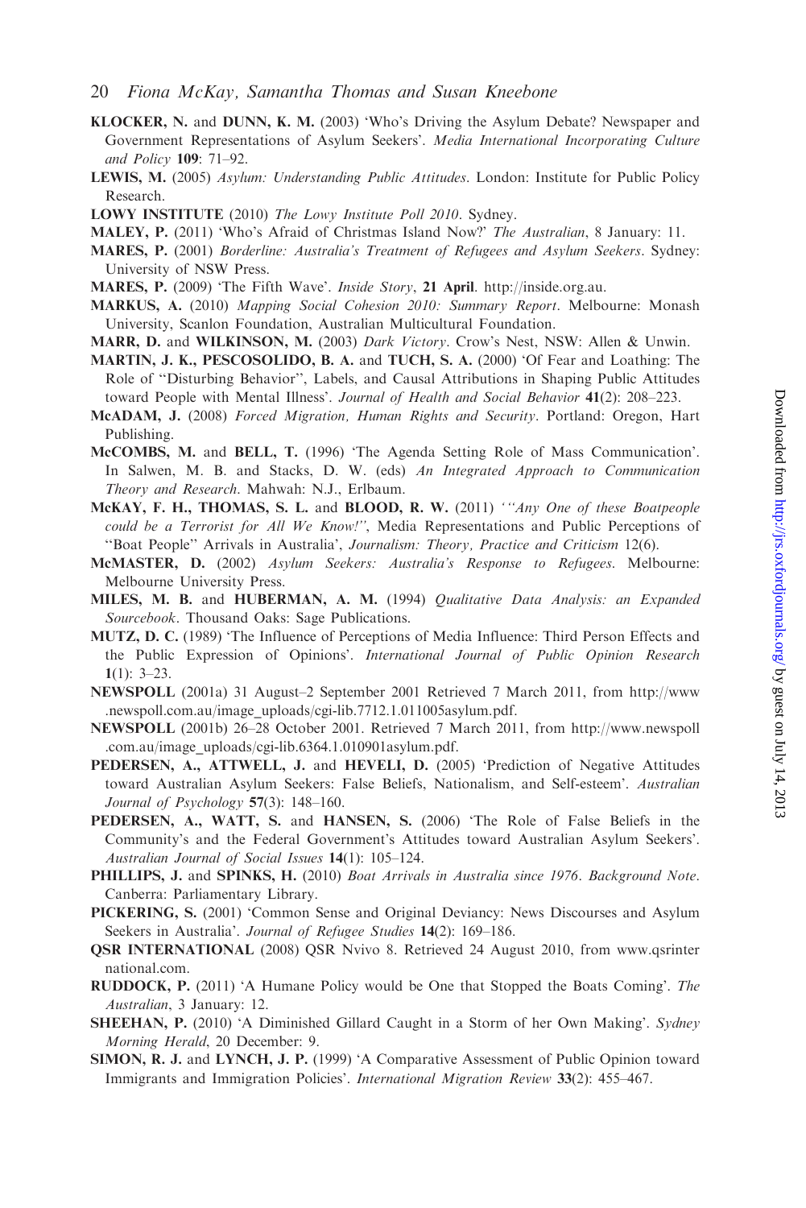**KLOCKER, N.** and **DUNN, K. M.** (2003) 'Who's Driving the Asylum Debate? Newspaper and Government Representations of Asylum Seekers'. *Media International Incorporating Culture and Policy* **109**: 71–92.

**LEWIS, M.** (2005) *Asylum: Understanding Public Attitudes*. London: Institute for Public Policy Research.

**LOWY INSTITUTE** (2010) *The Lowy Institute Poll 2010*. Sydney.

**MALEY, P.** (2011) 'Who's Afraid of Christmas Island Now?' *The Australian*, 8 January: 11.

**MARES, P.** (2001) *Borderline: Australia's Treatment of Refugees and Asylum Seekers*. Sydney: University of NSW Press.

**MARES, P.** (2009) 'The Fifth Wave'. *Inside Story*, **21 April**. http://inside.org.au.

**MARKUS, A.** (2010) *Mapping Social Cohesion 2010: Summary Report*. Melbourne: Monash University, Scanlon Foundation, Australian Multicultural Foundation.

**MARR, D.** and **WILKINSON, M.** (2003) *Dark Victory*. Crow's Nest, NSW: Allen & Unwin.

**MARTIN, J. K., PESCOSOLIDO, B. A.** and **TUCH, S. A.** (2000) 'Of Fear and Loathing: The Role of ''Disturbing Behavior'', Labels, and Causal Attributions in Shaping Public Attitudes toward People with Mental Illness'. *Journal of Health and Social Behavior* **41**(2): 208–223.

**McADAM, J.** (2008) *Forced Migration, Human Rights and Security*. Portland: Oregon, Hart Publishing.

**McCOMBS, M.** and **BELL, T.** (1996) 'The Agenda Setting Role of Mass Communication'. In Salwen, M. B. and Stacks, D. W. (eds) *An Integrated Approach to Communication Theory and Research*. Mahwah: N.J., Erlbaum.

**McKAY, F. H., THOMAS, S. L.** and **BLOOD, R. W.** (2011) *'''Any One of these Boatpeople could be a Terrorist for All We Know!''*, Media Representations and Public Perceptions of ''Boat People'' Arrivals in Australia', *Journalism: Theory, Practice and Criticism* 12(6).

**McMASTER, D.** (2002) *Asylum Seekers: Australia's Response to Refugees*. Melbourne: Melbourne University Press.

**MILES, M. B.** and **HUBERMAN, A. M.** (1994) *Qualitative Data Analysis: an Expanded Sourcebook*. Thousand Oaks: Sage Publications.

**MUTZ, D. C.** (1989) 'The Influence of Perceptions of Media Influence: Third Person Effects and the Public Expression of Opinions'. *International Journal of Public Opinion Research* **1**(1): 3–23.

**NEWSPOLL** (2001a) 31 August–2 September 2001 Retrieved 7 March 2011, from http://www.newspoll.com.au/image_uploads/cgi-lib.7712.1.011005asylum.pdf.

**NEWSPOLL** (2001b) 26–28 October 2001. Retrieved 7 March 2011, from http://www.newspoll.com.au/image_uploads/cgi-lib.6364.1.010901asylum.pdf.

**PEDERSEN, A., ATTWELL, J.** and **HEVELI, D.** (2005) 'Prediction of Negative Attitudes toward Australian Asylum Seekers: False Beliefs, Nationalism, and Self-esteem'. *Australian Journal of Psychology* **57**(3): 148–160.

**PEDERSEN, A., WATT, S.** and **HANSEN, S.** (2006) 'The Role of False Beliefs in the Community's and the Federal Government's Attitudes toward Australian Asylum Seekers'. *Australian Journal of Social Issues* **14**(1): 105–124.

**PHILLIPS, J.** and **SPINKS, H.** (2010) *Boat Arrivals in Australia since 1976. Background Note*. Canberra: Parliamentary Library.

**PICKERING, S.** (2001) 'Common Sense and Original Deviancy: News Discourses and Asylum Seekers in Australia'. *Journal of Refugee Studies* **14**(2): 169–186.

**QSR INTERNATIONAL** (2008) QSR Nvivo 8. Retrieved 24 August 2010, from www.qsrinternational.com.

**RUDDOCK, P.** (2011) 'A Humane Policy would be One that Stopped the Boats Coming'. *The Australian*, 3 January: 12.

**SHEEHAN, P.** (2010) 'A Diminished Gillard Caught in a Storm of her Own Making'. *Sydney Morning Herald*, 20 December: 9.

**SIMON, R. J.** and **LYNCH, J. P.** (1999) 'A Comparative Assessment of Public Opinion toward Immigrants and Immigration Policies'. *International Migration Review* **33**(2): 455–467.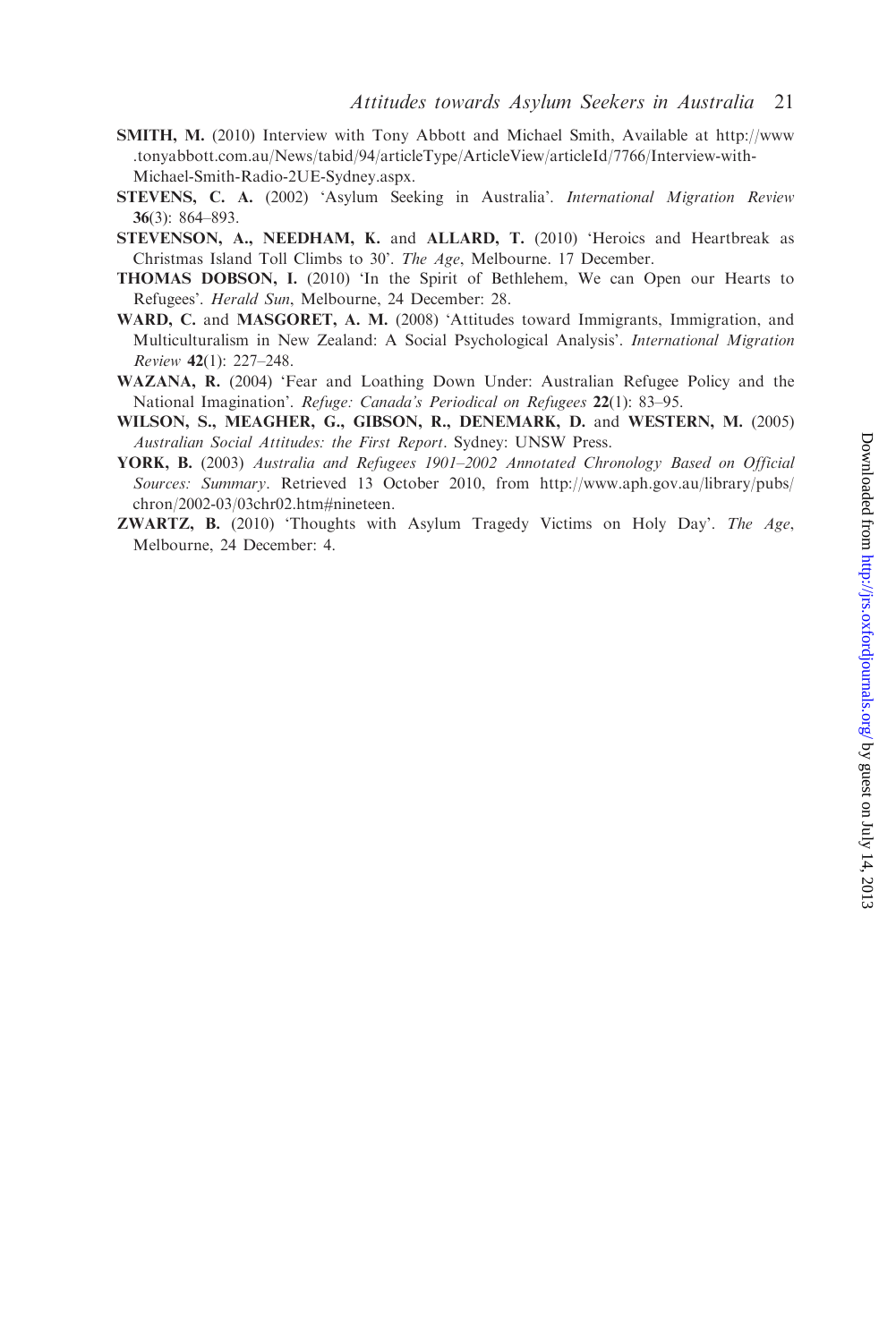**SMITH, M.** (2010) Interview with Tony Abbott and Michael Smith, Available at http://www.tonyabbott.com.au/News/tabid/94/articleType/ArticleView/articleId/7766/Interview-with-Michael-Smith-Radio-2UE-Sydney.aspx.

**STEVENS, C. A.** (2002) 'Asylum Seeking in Australia'. *International Migration Review* **36**(3): 864–893.

**STEVENSON, A., NEEDHAM, K.** and **ALLARD, T.** (2010) 'Heroics and Heartbreak as Christmas Island Toll Climbs to 30'. *The Age*, Melbourne. 17 December.

**THOMAS DOBSON, I.** (2010) 'In the Spirit of Bethlehem, We can Open our Hearts to Refugees'. *Herald Sun*, Melbourne, 24 December: 28.

**WARD, C.** and **MASGORET, A. M.** (2008) 'Attitudes toward Immigrants, Immigration, and Multiculturalism in New Zealand: A Social Psychological Analysis'. *International Migration Review* **42**(1): 227–248.

**WAZANA, R.** (2004) 'Fear and Loathing Down Under: Australian Refugee Policy and the National Imagination'. *Refuge: Canada's Periodical on Refugees* **22**(1): 83–95.

**WILSON, S., MEAGHER, G., GIBSON, R., DENEMARK, D.** and **WESTERN, M.** (2005) *Australian Social Attitudes: the First Report*. Sydney: UNSW Press.

**YORK, B.** (2003) *Australia and Refugees 1901–2002 Annotated Chronology Based on Official Sources: Summary*. Retrieved 13 October 2010, from http://www.aph.gov.au/library/pubs/chron/2002-03/03chr02.htm#nineteen.

**ZWARTZ, B.** (2010) 'Thoughts with Asylum Tragedy Victims on Holy Day'. *The Age*, Melbourne, 24 December: 4.